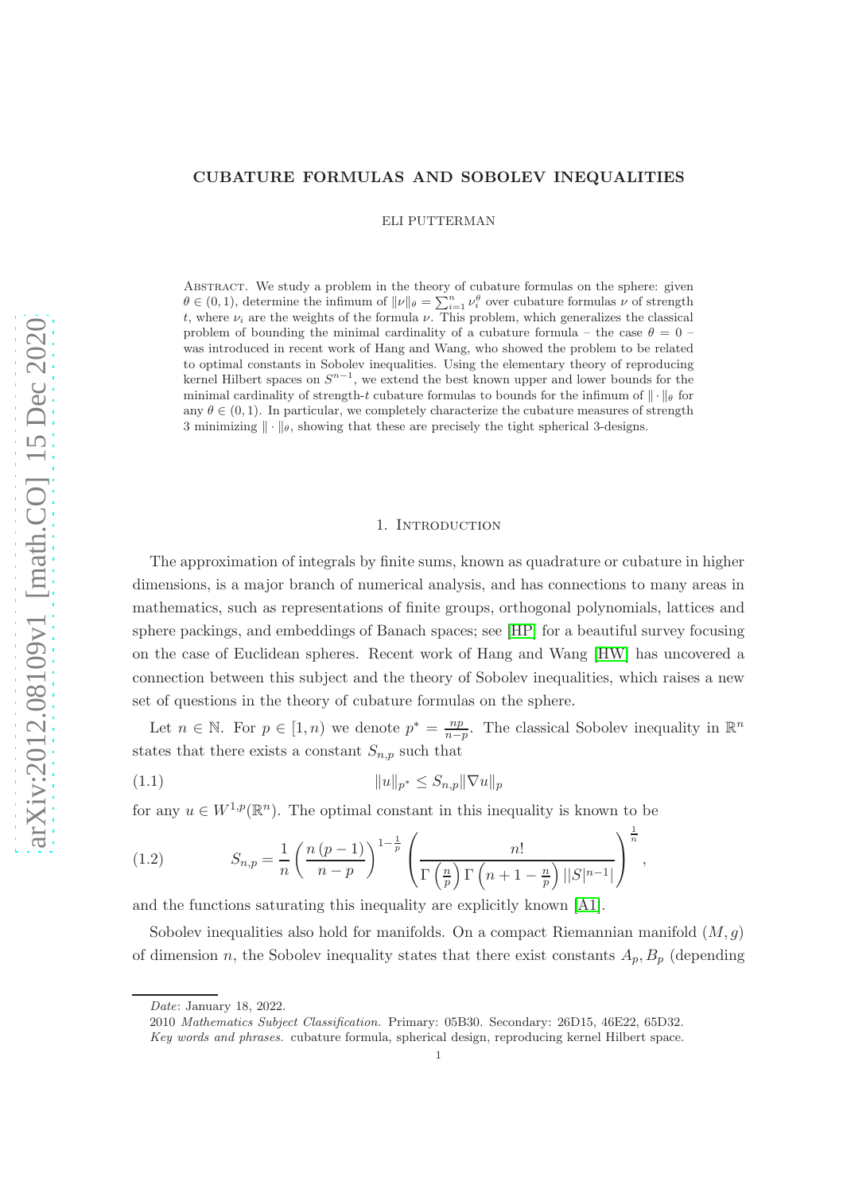# CUBATURE FORMULAS AND SOBOLEV INEQUALITIES

ELI PUTTERMAN

Abstract. We study a problem in the theory of cubature formulas on the sphere: given $\theta \in (0,1)$, determine the infimum of $\|\nu\|_\theta = \sum_{i=1}^n \nu_i^\theta$ over cubature formulas $\nu$ of strength $t$, where $\nu_i$ are the weights of the formula $\nu$. This problem, which generalizes the classical problem of bounding the minimal cardinality of a cubature formula – the case $\theta = 0$ – was introduced in recent work of Hang and Wang, who showed the problem to be related to optimal constants in Sobolev inequalities. Using the elementary theory of reproducing kernel Hilbert spaces on $S^{n-1}$, we extend the best known upper and lower bounds for the minimal cardinality of strength-$t$ cubature formulas to bounds for the infimum of $\|\cdot\|_\theta$ for any $\theta \in (0,1)$. In particular, we completely characterize the cubature measures of strength 3 minimizing $\|\cdot\|_\theta$, showing that these are precisely the tight spherical 3-designs.

## 1. Introduction

The approximation of integrals by finite sums, known as quadrature or cubature in higher dimensions, is a major branch of numerical analysis, and has connections to many areas in mathematics, such as representations of finite groups, orthogonal polynomials, lattices and sphere packings, and embeddings of Banach spaces; see [HP] for a beautiful survey focusing on the case of Euclidean spheres. Recent work of Hang and Wang [HW] has uncovered a connection between this subject and the theory of Sobolev inequalities, which raises a new set of questions in the theory of cubature formulas on the sphere.

Let $n \in \mathbb{N}$. For $p \in [1, n)$ we denote $p^* = \frac{np}{n-p}$. The classical Sobolev inequality in $\mathbb{R}^n$ states that there exists a constant $S_{n,p}$ such that

$$\|u\|_{p^*} \le S_{n,p} \|\nabla u\|_p \tag{1.1}$$

for any $u \in W^{1,p}(\mathbb{R}^n)$. The optimal constant in this inequality is known to be

$$S_{n,p} = \frac{1}{n}\left(\frac{n(p-1)}{n-p}\right)^{1-\frac{1}{p}} \left(\frac{n!}{\Gamma\left(\frac{n}{p}\right)\Gamma\left(n+1-\frac{n}{p}\right)||S|^{n-1}|}\right)^{\frac{1}{n}}, \tag{1.2}$$

and the functions saturating this inequality are explicitly known [A1].

Sobolev inequalities also hold for manifolds. On a compact Riemannian manifold $(M, g)$ of dimension $n$, the Sobolev inequality states that there exist constants $A_p, B_p$ (depending

---

*Date*: January 18, 2022.

2010 *Mathematics Subject Classification.* Primary: 05B30. Secondary: 26D15, 46E22, 65D32.

*Key words and phrases.* cubature formula, spherical design, reproducing kernel Hilbert space.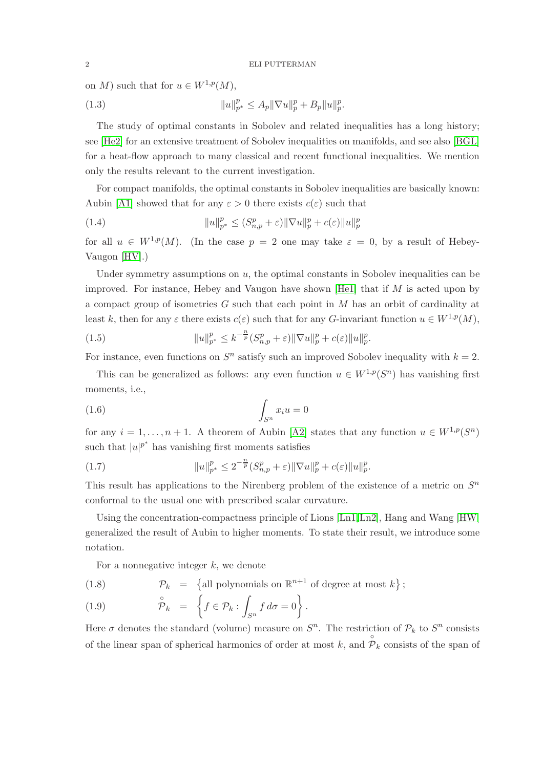on $M$) such that for $u \in W^{1,p}(M)$,

$$\|u\|_{p^*}^p \leq A_p \|\nabla u\|_p^p + B_p \|u\|_p^p. \tag{1.3}$$

The study of optimal constants in Sobolev and related inequalities has a long history; see [He2] for an extensive treatment of Sobolev inequalities on manifolds, and see also [BGL] for a heat-flow approach to many classical and recent functional inequalities. We mention only the results relevant to the current investigation.

For compact manifolds, the optimal constants in Sobolev inequalities are basically known: Aubin [A1] showed that for any $\varepsilon > 0$ there exists $c(\varepsilon)$ such that

$$\|u\|_{p^*}^p \leq (S_{n,p}^p + \varepsilon) \|\nabla u\|_p^p + c(\varepsilon) \|u\|_p^p \tag{1.4}$$

for all $u \in W^{1,p}(M)$. (In the case $p = 2$ one may take $\varepsilon = 0$, by a result of Hebey-Vaugon [HV].)

Under symmetry assumptions on $u$, the optimal constants in Sobolev inequalities can be improved. For instance, Hebey and Vaugon have shown [He1] that if $M$ is acted upon by a compact group of isometries $G$ such that each point in $M$ has an orbit of cardinality at least $k$, then for any $\varepsilon$ there exists $c(\varepsilon)$ such that for any $G$-invariant function $u \in W^{1,p}(M)$,

$$\|u\|_{p^*}^p \leq k^{-\frac{n}{p}} (S_{n,p}^p + \varepsilon) \|\nabla u\|_p^p + c(\varepsilon) \|u\|_p^p. \tag{1.5}$$

For instance, even functions on $S^n$ satisfy such an improved Sobolev inequality with $k = 2$.

This can be generalized as follows: any even function $u \in W^{1,p}(S^n)$ has vanishing first moments, i.e.,

$$\int_{S^n} x_i u = 0 \tag{1.6}$$

for any $i = 1, \ldots, n+1$. A theorem of Aubin [A2] states that any function $u \in W^{1,p}(S^n)$ such that $|u|^{p^*}$ has vanishing first moments satisfies

$$\|u\|_{p^*}^p \leq 2^{-\frac{n}{p}} (S_{n,p}^p + \varepsilon) \|\nabla u\|_p^p + c(\varepsilon) \|u\|_p^p. \tag{1.7}$$

This result has applications to the Nirenberg problem of the existence of a metric on $S^n$ conformal to the usual one with prescribed scalar curvature.

Using the concentration-compactness principle of Lions [Ln1][Ln2], Hang and Wang [HW] generalized the result of Aubin to higher moments. To state their result, we introduce some notation.

For a nonnegative integer $k$, we denote

$$\mathcal{P}_k = \left\{ \text{all polynomials on } \mathbb{R}^{n+1} \text{ of degree at most } k \right\}; \tag{1.8}$$

$$\mathring{\mathcal{P}}_k = \left\{ f \in \mathcal{P}_k : \int_{S^n} f \, d\sigma = 0 \right\}. \tag{1.9}$$

Here $\sigma$ denotes the standard (volume) measure on $S^n$. The restriction of $\mathcal{P}_k$ to $S^n$ consists of the linear span of spherical harmonics of order at most $k$, and $\mathring{\mathcal{P}}_k$ consists of the span of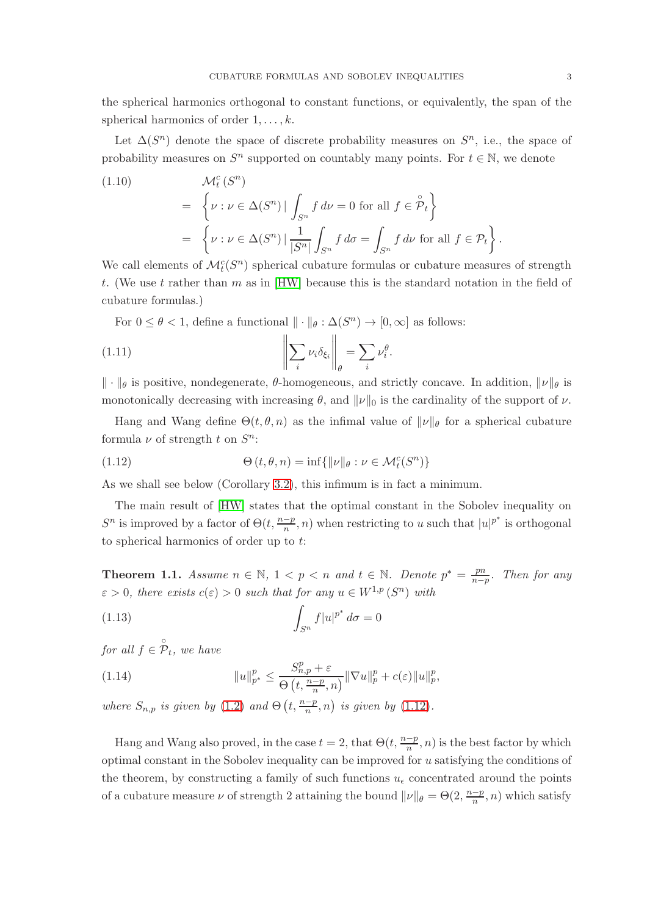the spherical harmonics orthogonal to constant functions, or equivalently, the span of the spherical harmonics of order $1, \dots, k$.

Let $\Delta(S^n)$ denote the space of discrete probability measures on $S^n$, i.e., the space of probability measures on $S^n$ supported on countably many points. For $t \in \mathbb{N}$, we denote

$$
\begin{aligned}
(1.10) \qquad & \mathcal{M}_t^c(S^n) \\
&= \left\{ \nu : \nu \in \Delta(S^n) \,|\, \int_{S^n} f \, d\nu = 0 \text{ for all } f \in \mathring{\mathcal{P}}_t \right\} \\
&= \left\{ \nu : \nu \in \Delta(S^n) \,|\, \frac{1}{|S^n|} \int_{S^n} f \, d\sigma = \int_{S^n} f \, d\nu \text{ for all } f \in \mathcal{P}_t \right\}.
\end{aligned}
$$

We call elements of $\mathcal{M}_t^c(S^n)$ spherical cubature formulas or cubature measures of strength $t$. (We use $t$ rather than $m$ as in [HW] because this is the standard notation in the field of cubature formulas.)

For $0 \leq \theta < 1$, define a functional $\|\cdot\|_\theta : \Delta(S^n) \to [0, \infty]$ as follows:

$$
\left\| \sum_i \nu_i \delta_{\xi_i} \right\|_\theta = \sum_i \nu_i^\theta. \tag{1.11}
$$

$\|\cdot\|_\theta$ is positive, nondegenerate, $\theta$-homogeneous, and strictly concave. In addition, $\|\nu\|_\theta$ is monotonically decreasing with increasing $\theta$, and $\|\nu\|_0$ is the cardinality of the support of $\nu$.

Hang and Wang define $\Theta(t, \theta, n)$ as the infimal value of $\|\nu\|_\theta$ for a spherical cubature formula $\nu$ of strength $t$ on $S^n$:

$$
\Theta(t, \theta, n) = \inf\{\|\nu\|_\theta : \nu \in \mathcal{M}_t^c(S^n)\} \tag{1.12}
$$

As we shall see below (Corollary 3.2), this infimum is in fact a minimum.

The main result of [HW] states that the optimal constant in the Sobolev inequality on $S^n$ is improved by a factor of $\Theta(t, \frac{n-p}{n}, n)$ when restricting to $u$ such that $|u|^{p^*}$ is orthogonal to spherical harmonics of order up to $t$:

**Theorem 1.1.** *Assume $n \in \mathbb{N}$, $1 < p < n$ and $t \in \mathbb{N}$. Denote $p^* = \frac{pn}{n-p}$. Then for any $\varepsilon > 0$, there exists $c(\varepsilon) > 0$ such that for any $u \in W^{1,p}(S^n)$ with*

$$
\int_{S^n} f |u|^{p^*} \, d\sigma = 0 \tag{1.13}
$$

*for all $f \in \mathring{\mathcal{P}}_t$, we have*

$$
\|u\|_{p^*}^p \leq \frac{S_{n,p}^p + \varepsilon}{\Theta\left(t, \frac{n-p}{n}, n\right)} \|\nabla u\|_p^p + c(\varepsilon) \|u\|_p^p, \tag{1.14}
$$

*where $S_{n,p}$ is given by (1.2) and $\Theta\left(t, \frac{n-p}{n}, n\right)$ is given by (1.12).*

Hang and Wang also proved, in the case $t = 2$, that $\Theta(t, \frac{n-p}{n}, n)$ is the best factor by which optimal constant in the Sobolev inequality can be improved for $u$ satisfying the conditions of the theorem, by constructing a family of such functions $u_\epsilon$ concentrated around the points of a cubature measure $\nu$ of strength 2 attaining the bound $\|\nu\|_\theta = \Theta(2, \frac{n-p}{n}, n)$ which satisfy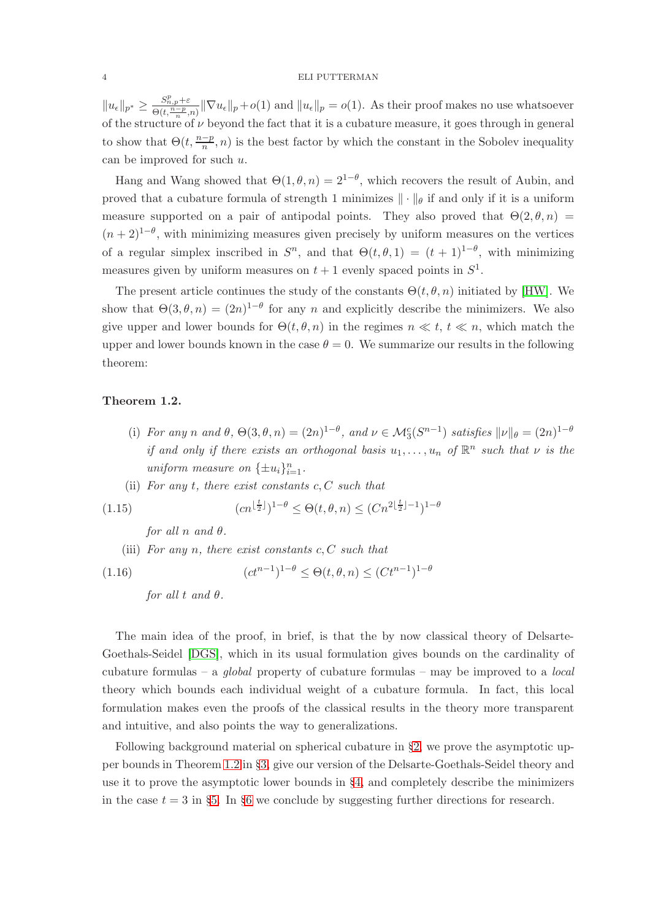$\|u_\epsilon\|_{p^*} \geq \frac{S^p_{n,p}+\varepsilon}{\Theta(t,\frac{n-p}{n},n)}\|\nabla u_\epsilon\|_p + o(1)$ and $\|u_\epsilon\|_p = o(1)$. As their proof makes no use whatsoever of the structure of $\nu$ beyond the fact that it is a cubature measure, it goes through in general to show that $\Theta(t, \frac{n-p}{n}, n)$ is the best factor by which the constant in the Sobolev inequality can be improved for such $u$.

Hang and Wang showed that $\Theta(1, \theta, n) = 2^{1-\theta}$, which recovers the result of Aubin, and proved that a cubature formula of strength 1 minimizes $\|\cdot\|_\theta$ if and only if it is a uniform measure supported on a pair of antipodal points. They also proved that $\Theta(2, \theta, n) = (n+2)^{1-\theta}$, with minimizing measures given precisely by uniform measures on the vertices of a regular simplex inscribed in $S^n$, and that $\Theta(t, \theta, 1) = (t+1)^{1-\theta}$, with minimizing measures given by uniform measures on $t+1$ evenly spaced points in $S^1$.

The present article continues the study of the constants $\Theta(t, \theta, n)$ initiated by [HW]. We show that $\Theta(3, \theta, n) = (2n)^{1-\theta}$ for any $n$ and explicitly describe the minimizers. We also give upper and lower bounds for $\Theta(t, \theta, n)$ in the regimes $n \ll t$, $t \ll n$, which match the upper and lower bounds known in the case $\theta = 0$. We summarize our results in the following theorem:

**Theorem 1.2.**

(i) *For any $n$ and $\theta$, $\Theta(3, \theta, n) = (2n)^{1-\theta}$, and $\nu \in \mathcal{M}^c_3(S^{n-1})$ satisfies $\|\nu\|_\theta = (2n)^{1-\theta}$ if and only if there exists an orthogonal basis $u_1, \ldots, u_n$ of $\mathbb{R}^n$ such that $\nu$ is the uniform measure on $\{\pm u_i\}_{i=1}^n$.*

(ii) *For any $t$, there exist constants $c, C$ such that*

$$(cn^{\lfloor \frac{t}{2} \rfloor})^{1-\theta} \leq \Theta(t, \theta, n) \leq (Cn^{2\lfloor \frac{t}{2} \rfloor - 1})^{1-\theta} \tag{1.15}$$

*for all $n$ and $\theta$.*

(iii) *For any $n$, there exist constants $c, C$ such that*

$$(ct^{n-1})^{1-\theta} \leq \Theta(t, \theta, n) \leq (Ct^{n-1})^{1-\theta} \tag{1.16}$$

*for all $t$ and $\theta$.*

The main idea of the proof, in brief, is that the by now classical theory of Delsarte-Goethals-Seidel [DGS], which in its usual formulation gives bounds on the cardinality of cubature formulas – a *global* property of cubature formulas – may be improved to a *local* theory which bounds each individual weight of a cubature formula. In fact, this local formulation makes even the proofs of the classical results in the theory more transparent and intuitive, and also points the way to generalizations.

Following background material on spherical cubature in §2, we prove the asymptotic upper bounds in Theorem 1.2 in §3, give our version of the Delsarte-Goethals-Seidel theory and use it to prove the asymptotic lower bounds in §4, and completely describe the minimizers in the case $t = 3$ in §5. In §6 we conclude by suggesting further directions for research.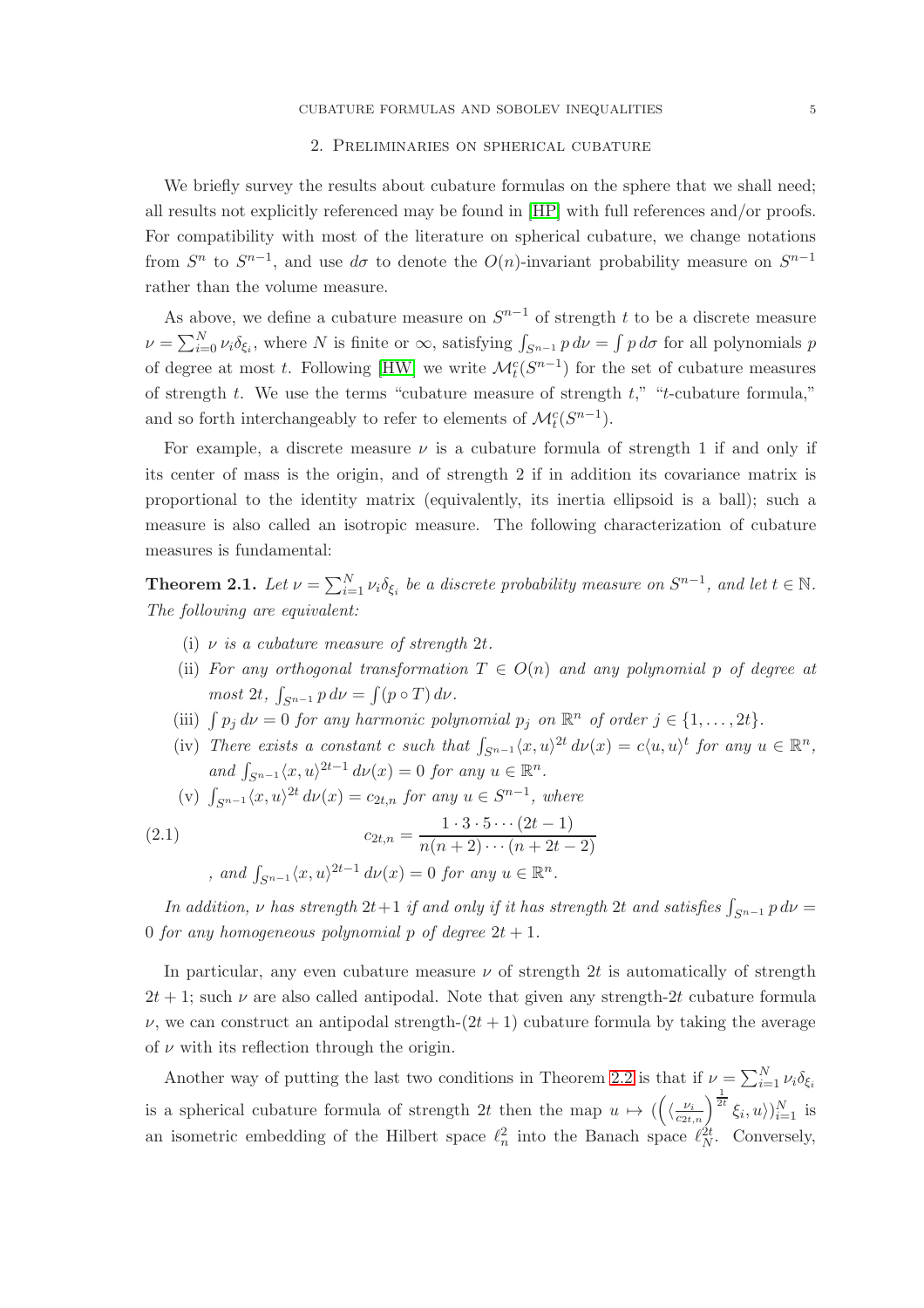## 2. Preliminaries on spherical cubature

We briefly survey the results about cubature formulas on the sphere that we shall need; all results not explicitly referenced may be found in [HP] with full references and/or proofs. For compatibility with most of the literature on spherical cubature, we change notations from $S^n$ to $S^{n-1}$, and use $d\sigma$ to denote the $O(n)$-invariant probability measure on $S^{n-1}$ rather than the volume measure.

As above, we define a cubature measure on $S^{n-1}$ of strength $t$ to be a discrete measure $\nu = \sum_{i=0}^N \nu_i \delta_{\xi_i}$, where $N$ is finite or $\infty$, satisfying $\int_{S^{n-1}} p \, d\nu = \int p \, d\sigma$ for all polynomials $p$ of degree at most $t$. Following [HW] we write $\mathcal{M}_t^c(S^{n-1})$ for the set of cubature measures of strength $t$. We use the terms "cubature measure of strength $t$," "$t$-cubature formula," and so forth interchangeably to refer to elements of $\mathcal{M}_t^c(S^{n-1})$.

For example, a discrete measure $\nu$ is a cubature formula of strength 1 if and only if its center of mass is the origin, and of strength 2 if in addition its covariance matrix is proportional to the identity matrix (equivalently, its inertia ellipsoid is a ball); such a measure is also called an isotropic measure. The following characterization of cubature measures is fundamental:

**Theorem 2.1.** *Let $\nu = \sum_{i=1}^N \nu_i \delta_{\xi_i}$ be a discrete probability measure on $S^{n-1}$, and let $t \in \mathbb{N}$. The following are equivalent:*

- (i) *$\nu$ is a cubature measure of strength $2t$.*
- (ii) *For any orthogonal transformation $T \in O(n)$ and any polynomial $p$ of degree at most $2t$, $\int_{S^{n-1}} p \, d\nu = \int (p \circ T) \, d\nu$.*
- (iii) *$\int p_j \, d\nu = 0$ for any harmonic polynomial $p_j$ on $\mathbb{R}^n$ of order $j \in \{1, \ldots, 2t\}$.*
- (iv) *There exists a constant $c$ such that $\int_{S^{n-1}} \langle x, u \rangle^{2t} \, d\nu(x) = c \langle u, u \rangle^t$ for any $u \in \mathbb{R}^n$, and $\int_{S^{n-1}} \langle x, u \rangle^{2t-1} \, d\nu(x) = 0$ for any $u \in \mathbb{R}^n$.*
- (v) *$\int_{S^{n-1}} \langle x, u \rangle^{2t} \, d\nu(x) = c_{2t,n}$ for any $u \in S^{n-1}$, where*

$$c_{2t,n} = \frac{1 \cdot 3 \cdot 5 \cdots (2t-1)}{n(n+2) \cdots (n+2t-2)} \tag{2.1}$$

*, and $\int_{S^{n-1}} \langle x, u \rangle^{2t-1} \, d\nu(x) = 0$ for any $u \in \mathbb{R}^n$.*

*In addition, $\nu$ has strength $2t+1$ if and only if it has strength $2t$ and satisfies $\int_{S^{n-1}} p \, d\nu = 0$ for any homogeneous polynomial $p$ of degree $2t+1$.*

In particular, any even cubature measure $\nu$ of strength $2t$ is automatically of strength $2t+1$; such $\nu$ are also called antipodal. Note that given any strength-$2t$ cubature formula $\nu$, we can construct an antipodal strength-$(2t+1)$ cubature formula by taking the average of $\nu$ with its reflection through the origin.

Another way of putting the last two conditions in Theorem 2.2 is that if $\nu = \sum_{i=1}^N \nu_i \delta_{\xi_i}$ is a spherical cubature formula of strength $2t$ then the map $u \mapsto (\left(\langle \frac{\nu_i}{c_{2t,n}}\right)^{\frac{1}{2t}} \xi_i, u \rangle)_{i=1}^N$ is an isometric embedding of the Hilbert space $\ell_n^2$ into the Banach space $\ell_N^{2t}$. Conversely,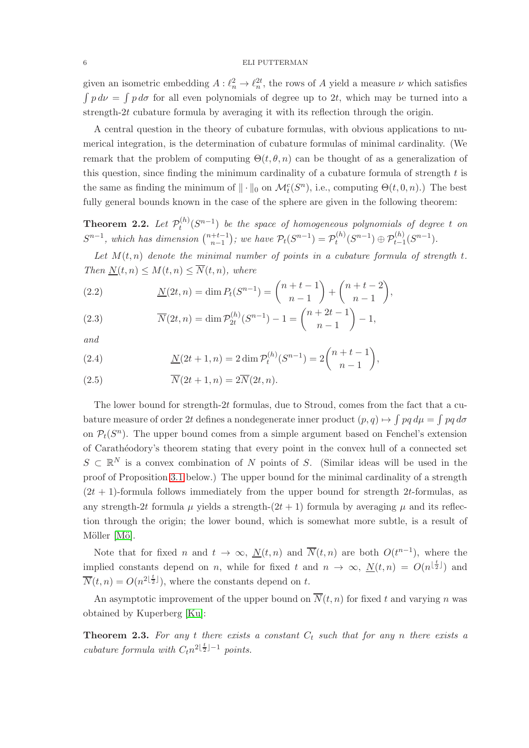given an isometric embedding $A : \ell_n^2 \to \ell_n^{2t}$, the rows of $A$ yield a measure $\nu$ which satisfies $\int p\, d\nu = \int p\, d\sigma$ for all even polynomials of degree up to $2t$, which may be turned into a strength-$2t$ cubature formula by averaging it with its reflection through the origin.

A central question in the theory of cubature formulas, with obvious applications to numerical integration, is the determination of cubature formulas of minimal cardinality. (We remark that the problem of computing $\Theta(t, \theta, n)$ can be thought of as a generalization of this question, since finding the minimum cardinality of a cubature formula of strength $t$ is the same as finding the minimum of $\|\cdot\|_0$ on $\mathcal{M}_t^c(S^n)$, i.e., computing $\Theta(t, 0, n)$.) The best fully general bounds known in the case of the sphere are given in the following theorem:

**Theorem 2.2.** *Let $\mathcal{P}_t^{(h)}(S^{n-1})$ be the space of homogeneous polynomials of degree $t$ on $S^{n-1}$, which has dimension $\binom{n+t-1}{n-1}$; we have $\mathcal{P}_t(S^{n-1}) = \mathcal{P}_t^{(h)}(S^{n-1}) \oplus \mathcal{P}_{t-1}^{(h)}(S^{n-1})$.*

*Let $M(t, n)$ denote the minimal number of points in a cubature formula of strength $t$. Then $\underline{N}(t, n) \le M(t, n) \le \overline{N}(t, n)$, where*

$$\underline{N}(2t, n) = \dim P_t(S^{n-1}) = \binom{n+t-1}{n-1} + \binom{n+t-2}{n-1}, \tag{2.2}$$

$$\overline{N}(2t, n) = \dim \mathcal{P}_{2t}^{(h)}(S^{n-1}) - 1 = \binom{n+2t-1}{n-1} - 1, \tag{2.3}$$

*and*

$$\underline{N}(2t+1, n) = 2 \dim \mathcal{P}_t^{(h)}(S^{n-1}) = 2\binom{n+t-1}{n-1}, \tag{2.4}$$

$$\overline{N}(2t+1, n) = 2\overline{N}(2t, n). \tag{2.5}$$

The lower bound for strength-$2t$ formulas, due to Stroud, comes from the fact that a cubature measure of order $2t$ defines a nondegenerate inner product $(p, q) \mapsto \int pq\, d\mu = \int pq\, d\sigma$ on $\mathcal{P}_t(S^n)$. The upper bound comes from a simple argument based on Fenchel's extension of Carathéodory's theorem stating that every point in the convex hull of a connected set $S \subset \mathbb{R}^N$ is a convex combination of $N$ points of $S$. (Similar ideas will be used in the proof of Proposition 3.1 below.) The upper bound for the minimal cardinality of a strength $(2t+1)$-formula follows immediately from the upper bound for strength $2t$-formulas, as any strength-$2t$ formula $\mu$ yields a strength-$(2t+1)$ formula by averaging $\mu$ and its reflection through the origin; the lower bound, which is somewhat more subtle, is a result of Möller [Mö].

Note that for fixed $n$ and $t \to \infty$, $\underline{N}(t, n)$ and $\overline{N}(t, n)$ are both $O(t^{n-1})$, where the implied constants depend on $n$, while for fixed $t$ and $n \to \infty$, $\underline{N}(t, n) = O(n^{\lfloor \frac{t}{2} \rfloor})$ and $\overline{N}(t, n) = O(n^{2\lfloor \frac{t}{2} \rfloor})$, where the constants depend on $t$.

An asymptotic improvement of the upper bound on $\overline{N}(t, n)$ for fixed $t$ and varying $n$ was obtained by Kuperberg [Ku]:

**Theorem 2.3.** *For any $t$ there exists a constant $C_t$ such that for any $n$ there exists a cubature formula with $C_t n^{2\lfloor \frac{t}{2} \rfloor - 1}$ points.*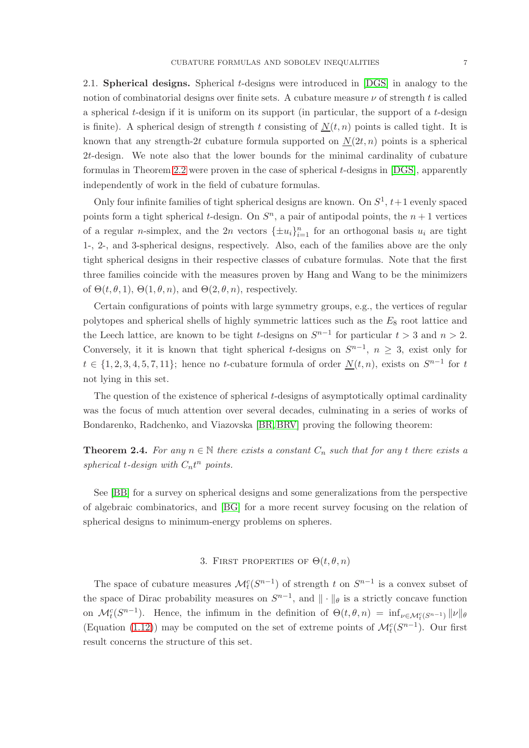2.1. **Spherical designs.** Spherical $t$-designs were introduced in [DGS] in analogy to the notion of combinatorial designs over finite sets. A cubature measure $\nu$ of strength $t$ is called a spherical $t$-design if it is uniform on its support (in particular, the support of a $t$-design is finite). A spherical design of strength $t$ consisting of $\underline{N}(t,n)$ points is called tight. It is known that any strength-$2t$ cubature formula supported on $\underline{N}(2t,n)$ points is a spherical $2t$-design. We note also that the lower bounds for the minimal cardinality of cubature formulas in Theorem 2.2 were proven in the case of spherical $t$-designs in [DGS], apparently independently of work in the field of cubature formulas.

Only four infinite families of tight spherical designs are known. On $S^1$, $t+1$ evenly spaced points form a tight spherical $t$-design. On $S^n$, a pair of antipodal points, the $n+1$ vertices of a regular $n$-simplex, and the $2n$ vectors $\{\pm u_i\}_{i=1}^n$ for an orthogonal basis $u_i$ are tight 1-, 2-, and 3-spherical designs, respectively. Also, each of the families above are the only tight spherical designs in their respective classes of cubature formulas. Note that the first three families coincide with the measures proven by Hang and Wang to be the minimizers of $\Theta(t,\theta,1)$, $\Theta(1,\theta,n)$, and $\Theta(2,\theta,n)$, respectively.

Certain configurations of points with large symmetry groups, e.g., the vertices of regular polytopes and spherical shells of highly symmetric lattices such as the $E_8$ root lattice and the Leech lattice, are known to be tight $t$-designs on $S^{n-1}$ for particular $t > 3$ and $n > 2$. Conversely, it it is known that tight spherical $t$-designs on $S^{n-1}$, $n \geq 3$, exist only for $t \in \{1,2,3,4,5,7,11\}$; hence no $t$-cubature formula of order $\underline{N}(t,n)$, exists on $S^{n-1}$ for $t$ not lying in this set.

The question of the existence of spherical $t$-designs of asymptotically optimal cardinality was the focus of much attention over several decades, culminating in a series of works of Bondarenko, Radchenko, and Viazovska [BR, BRV] proving the following theorem:

**Theorem 2.4.** *For any $n \in \mathbb{N}$ there exists a constant $C_n$ such that for any $t$ there exists a spherical $t$-design with $C_n t^n$ points.*

See [BB] for a survey on spherical designs and some generalizations from the perspective of algebraic combinatorics, and [BG] for a more recent survey focusing on the relation of spherical designs to minimum-energy problems on spheres.

## 3. First properties of $\Theta(t,\theta,n)$

The space of cubature measures $\mathcal{M}_t^c(S^{n-1})$ of strength $t$ on $S^{n-1}$ is a convex subset of the space of Dirac probability measures on $S^{n-1}$, and $\|\cdot\|_\theta$ is a strictly concave function on $\mathcal{M}_t^c(S^{n-1})$. Hence, the infimum in the definition of $\Theta(t,\theta,n) = \inf_{\nu \in \mathcal{M}_t^c(S^{n-1})} \|\nu\|_\theta$ (Equation (1.12)) may be computed on the set of extreme points of $\mathcal{M}_t^c(S^{n-1})$. Our first result concerns the structure of this set.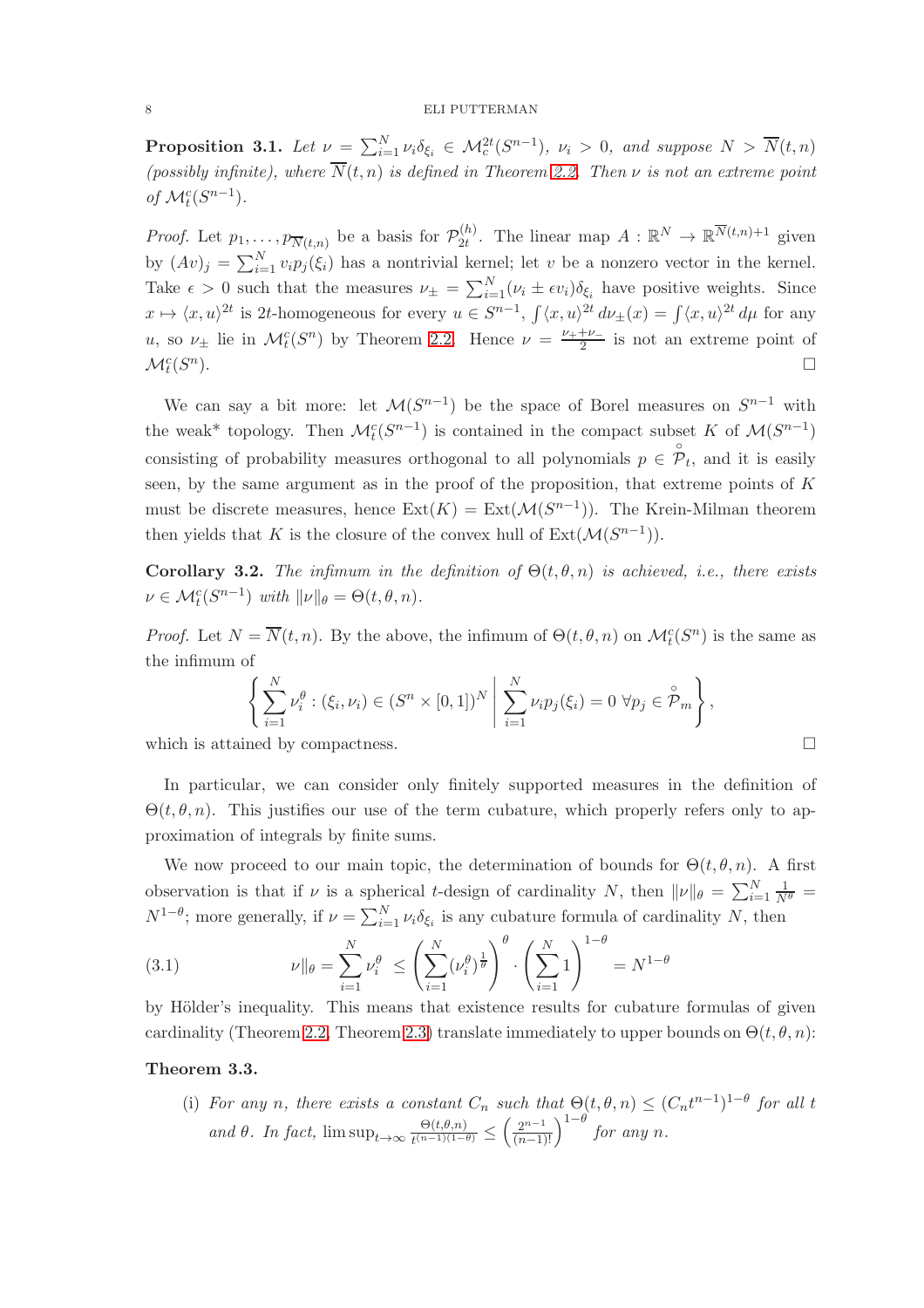**Proposition 3.1.** *Let $\nu = \sum_{i=1}^N \nu_i \delta_{\xi_i} \in \mathcal{M}_c^{2t}(S^{n-1})$, $\nu_i > 0$, and suppose $N > \overline{N}(t,n)$ (possibly infinite), where $\overline{N}(t,n)$ is defined in Theorem 2.2. Then $\nu$ is not an extreme point of $\mathcal{M}_t^c(S^{n-1})$.*

*Proof.* Let $p_1, \dots, p_{\overline{N}(t,n)}$ be a basis for $\mathcal{P}_{2t}^{(h)}$. The linear map $A : \mathbb{R}^N \to \mathbb{R}^{\overline{N}(t,n)+1}$ given by $(Av)_j = \sum_{i=1}^N v_i p_j(\xi_i)$ has a nontrivial kernel; let $v$ be a nonzero vector in the kernel. Take $\epsilon > 0$ such that the measures $\nu_\pm = \sum_{i=1}^N (\nu_i \pm \epsilon v_i)\delta_{\xi_i}$ have positive weights. Since $x \mapsto \langle x, u\rangle^{2t}$ is $2t$-homogeneous for every $u \in S^{n-1}$, $\int \langle x, u\rangle^{2t}\, d\nu_\pm(x) = \int \langle x, u\rangle^{2t}\, d\mu$ for any $u$, so $\nu_\pm$ lie in $\mathcal{M}_t^c(S^n)$ by Theorem 2.2. Hence $\nu = \frac{\nu_+ + \nu_-}{2}$ is not an extreme point of $\mathcal{M}_t^c(S^n)$. $\square$

We can say a bit more: let $\mathcal{M}(S^{n-1})$ be the space of Borel measures on $S^{n-1}$ with the weak\* topology. Then $\mathcal{M}_t^c(S^{n-1})$ is contained in the compact subset $K$ of $\mathcal{M}(S^{n-1})$ consisting of probability measures orthogonal to all polynomials $p \in \mathring{\mathcal{P}}_t$, and it is easily seen, by the same argument as in the proof of the proposition, that extreme points of $K$ must be discrete measures, hence $\mathrm{Ext}(K) = \mathrm{Ext}(\mathcal{M}(S^{n-1}))$. The Krein-Milman theorem then yields that $K$ is the closure of the convex hull of $\mathrm{Ext}(\mathcal{M}(S^{n-1}))$.

**Corollary 3.2.** *The infimum in the definition of $\Theta(t,\theta,n)$ is achieved, i.e., there exists $\nu \in \mathcal{M}_t^c(S^{n-1})$ with $\|\nu\|_\theta = \Theta(t,\theta,n)$.*

*Proof.* Let $N = \overline{N}(t,n)$. By the above, the infimum of $\Theta(t,\theta,n)$ on $\mathcal{M}_t^c(S^n)$ is the same as the infimum of

$$\left\{ \sum_{i=1}^N \nu_i^\theta : (\xi_i, \nu_i) \in (S^n \times [0,1])^N \;\middle|\; \sum_{i=1}^N \nu_i p_j(\xi_i) = 0 \;\forall p_j \in \mathring{\mathcal{P}}_m \right\},$$

which is attained by compactness. $\square$

In particular, we can consider only finitely supported measures in the definition of $\Theta(t,\theta,n)$. This justifies our use of the term cubature, which properly refers only to approximation of integrals by finite sums.

We now proceed to our main topic, the determination of bounds for $\Theta(t,\theta,n)$. A first observation is that if $\nu$ is a spherical $t$-design of cardinality $N$, then $\|\nu\|_\theta = \sum_{i=1}^N \frac{1}{N^\theta} = N^{1-\theta}$; more generally, if $\nu = \sum_{i=1}^N \nu_i \delta_{\xi_i}$ is any cubature formula of cardinality $N$, then

$$\nu\|_\theta = \sum_{i=1}^N \nu_i^\theta \le \left(\sum_{i=1}^N (\nu_i^\theta)^{\frac{1}{\theta}}\right)^\theta \cdot \left(\sum_{i=1}^N 1\right)^{1-\theta} = N^{1-\theta} \tag{3.1}$$

by Hölder's inequality. This means that existence results for cubature formulas of given cardinality (Theorem 2.2, Theorem 2.3) translate immediately to upper bounds on $\Theta(t,\theta,n)$:

**Theorem 3.3.**

(i) *For any $n$, there exists a constant $C_n$ such that $\Theta(t,\theta,n) \le (C_n t^{n-1})^{1-\theta}$ for all $t$ and $\theta$. In fact, $\limsup_{t\to\infty} \frac{\Theta(t,\theta,n)}{t^{(n-1)(1-\theta)}} \le \left(\frac{2^{n-1}}{(n-1)!}\right)^{1-\theta}$ for any $n$.*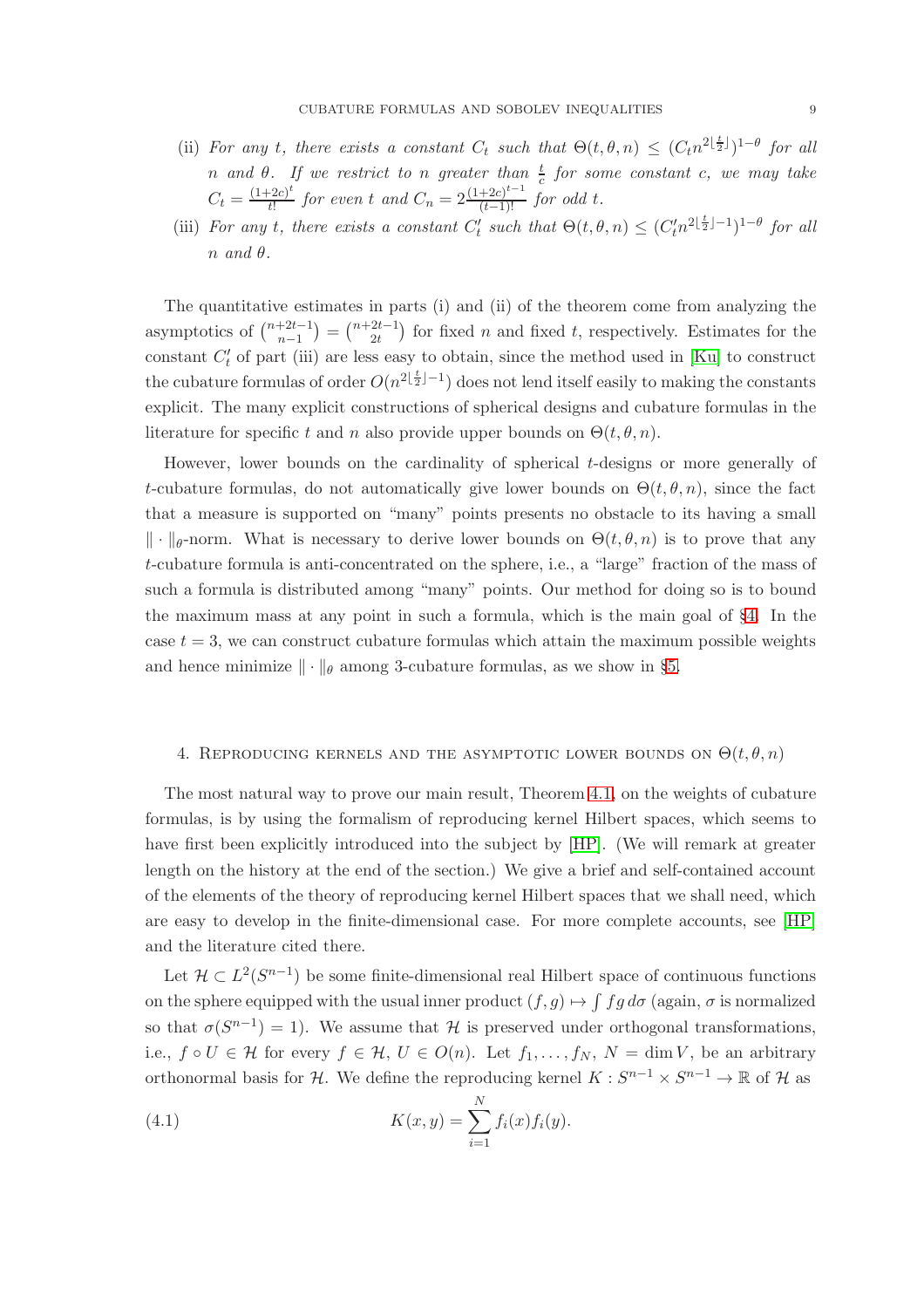(ii) *For any $t$, there exists a constant $C_t$ such that $\Theta(t,\theta,n) \le (C_t n^{2\lfloor \frac{t}{2} \rfloor})^{1-\theta}$ for all $n$ and $\theta$. If we restrict to $n$ greater than $\frac{t}{c}$ for some constant $c$, we may take $C_t = \frac{(1+2c)^t}{t!}$ for even $t$ and $C_n = 2\frac{(1+2c)^{t-1}}{(t-1)!}$ for odd $t$.*

(iii) *For any $t$, there exists a constant $C'_t$ such that $\Theta(t,\theta,n) \le (C'_t n^{2\lfloor \frac{t}{2} \rfloor - 1})^{1-\theta}$ for all $n$ and $\theta$.*

The quantitative estimates in parts (i) and (ii) of the theorem come from analyzing the asymptotics of $\binom{n+2t-1}{n-1} = \binom{n+2t-1}{2t}$ for fixed $n$ and fixed $t$, respectively. Estimates for the constant $C'_t$ of part (iii) are less easy to obtain, since the method used in [Ku] to construct the cubature formulas of order $O(n^{2\lfloor \frac{t}{2} \rfloor - 1})$ does not lend itself easily to making the constants explicit. The many explicit constructions of spherical designs and cubature formulas in the literature for specific $t$ and $n$ also provide upper bounds on $\Theta(t,\theta,n)$.

However, lower bounds on the cardinality of spherical $t$-designs or more generally of $t$-cubature formulas, do not automatically give lower bounds on $\Theta(t,\theta,n)$, since the fact that a measure is supported on "many" points presents no obstacle to its having a small $\|\cdot\|_\theta$-norm. What is necessary to derive lower bounds on $\Theta(t,\theta,n)$ is to prove that any $t$-cubature formula is anti-concentrated on the sphere, i.e., a "large" fraction of the mass of such a formula is distributed among "many" points. Our method for doing so is to bound the maximum mass at any point in such a formula, which is the main goal of §4. In the case $t=3$, we can construct cubature formulas which attain the maximum possible weights and hence minimize $\|\cdot\|_\theta$ among 3-cubature formulas, as we show in §5.

## 4. Reproducing kernels and the asymptotic lower bounds on $\Theta(t,\theta,n)$

The most natural way to prove our main result, Theorem 4.1, on the weights of cubature formulas, is by using the formalism of reproducing kernel Hilbert spaces, which seems to have first been explicitly introduced into the subject by [HP]. (We will remark at greater length on the history at the end of the section.) We give a brief and self-contained account of the elements of the theory of reproducing kernel Hilbert spaces that we shall need, which are easy to develop in the finite-dimensional case. For more complete accounts, see [HP] and the literature cited there.

Let $\mathcal{H} \subset L^2(S^{n-1})$ be some finite-dimensional real Hilbert space of continuous functions on the sphere equipped with the usual inner product $(f,g) \mapsto \int fg\, d\sigma$ (again, $\sigma$ is normalized so that $\sigma(S^{n-1}) = 1$). We assume that $\mathcal{H}$ is preserved under orthogonal transformations, i.e., $f \circ U \in \mathcal{H}$ for every $f \in \mathcal{H}$, $U \in O(n)$. Let $f_1, \ldots, f_N$, $N = \dim V$, be an arbitrary orthonormal basis for $\mathcal{H}$. We define the reproducing kernel $K : S^{n-1} \times S^{n-1} \to \mathbb{R}$ of $\mathcal{H}$ as

$$K(x,y) = \sum_{i=1}^{N} f_i(x) f_i(y). \tag{4.1}$$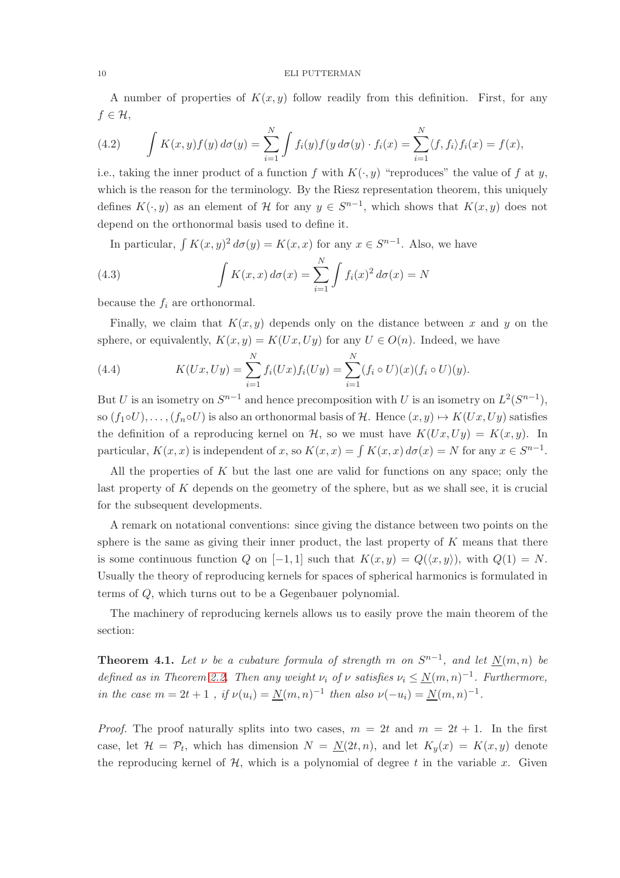A number of properties of $K(x,y)$ follow readily from this definition. First, for any $f \in \mathcal{H}$,

$$\int K(x,y)f(y)\,d\sigma(y) = \sum_{i=1}^{N} \int f_i(y) f(y\,d\sigma(y) \cdot f_i(x) = \sum_{i=1}^{N} \langle f, f_i \rangle f_i(x) = f(x), \tag{4.2}$$

i.e., taking the inner product of a function $f$ with $K(\cdot, y)$ "reproduces" the value of $f$ at $y$, which is the reason for the terminology. By the Riesz representation theorem, this uniquely defines $K(\cdot, y)$ as an element of $\mathcal{H}$ for any $y \in S^{n-1}$, which shows that $K(x,y)$ does not depend on the orthonormal basis used to define it.

In particular, $\int K(x,y)^2\,d\sigma(y) = K(x,x)$ for any $x \in S^{n-1}$. Also, we have

$$\int K(x,x)\,d\sigma(x) = \sum_{i=1}^{N} \int f_i(x)^2\,d\sigma(x) = N \tag{4.3}$$

because the $f_i$ are orthonormal.

Finally, we claim that $K(x,y)$ depends only on the distance between $x$ and $y$ on the sphere, or equivalently, $K(x,y) = K(Ux, Uy)$ for any $U \in O(n)$. Indeed, we have

$$K(Ux, Uy) = \sum_{i=1}^{N} f_i(Ux) f_i(Uy) = \sum_{i=1}^{N} (f_i \circ U)(x)(f_i \circ U)(y). \tag{4.4}$$

But $U$ is an isometry on $S^{n-1}$ and hence precomposition with $U$ is an isometry on $L^2(S^{n-1})$, so $(f_1 \circ U), \ldots, (f_n \circ U)$ is also an orthonormal basis of $\mathcal{H}$. Hence $(x,y) \mapsto K(Ux, Uy)$ satisfies the definition of a reproducing kernel on $\mathcal{H}$, so we must have $K(Ux, Uy) = K(x,y)$. In particular, $K(x,x)$ is independent of $x$, so $K(x,x) = \int K(x,x)\,d\sigma(x) = N$ for any $x \in S^{n-1}$.

All the properties of $K$ but the last one are valid for functions on any space; only the last property of $K$ depends on the geometry of the sphere, but as we shall see, it is crucial for the subsequent developments.

A remark on notational conventions: since giving the distance between two points on the sphere is the same as giving their inner product, the last property of $K$ means that there is some continuous function $Q$ on $[-1,1]$ such that $K(x,y) = Q(\langle x, y \rangle)$, with $Q(1) = N$. Usually the theory of reproducing kernels for spaces of spherical harmonics is formulated in terms of $Q$, which turns out to be a Gegenbauer polynomial.

The machinery of reproducing kernels allows us to easily prove the main theorem of the section:

**Theorem 4.1.** *Let $\nu$ be a cubature formula of strength $m$ on $S^{n-1}$, and let $\underline{N}(m,n)$ be defined as in Theorem 2.2. Then any weight $\nu_i$ of $\nu$ satisfies $\nu_i \leq \underline{N}(m,n)^{-1}$. Furthermore, in the case $m = 2t+1$ , if $\nu(u_i) = \underline{N}(m,n)^{-1}$ then also $\nu(-u_i) = \underline{N}(m,n)^{-1}$.*

*Proof.* The proof naturally splits into two cases, $m = 2t$ and $m = 2t+1$. In the first case, let $\mathcal{H} = \mathcal{P}_t$, which has dimension $N = \underline{N}(2t, n)$, and let $K_y(x) = K(x,y)$ denote the reproducing kernel of $\mathcal{H}$, which is a polynomial of degree $t$ in the variable $x$. Given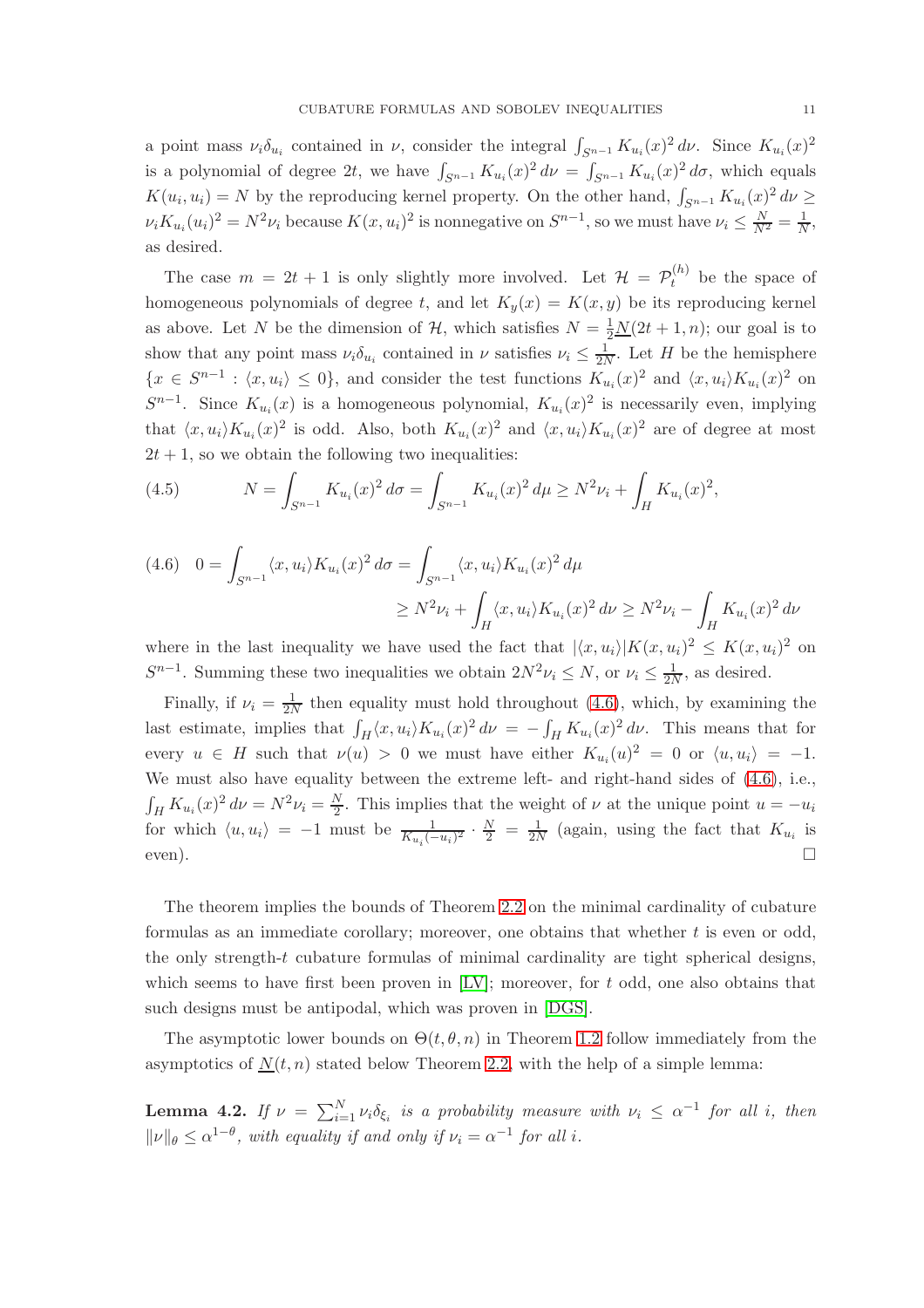a point mass $\nu_i\delta_{u_i}$ contained in $\nu$, consider the integral $\int_{S^{n-1}} K_{u_i}(x)^2\,d\nu$. Since $K_{u_i}(x)^2$ is a polynomial of degree $2t$, we have $\int_{S^{n-1}} K_{u_i}(x)^2\,d\nu = \int_{S^{n-1}} K_{u_i}(x)^2\,d\sigma$, which equals $K(u_i,u_i) = N$ by the reproducing kernel property. On the other hand, $\int_{S^{n-1}} K_{u_i}(x)^2\,d\nu \geq \nu_i K_{u_i}(u_i)^2 = N^2\nu_i$ because $K(x,u_i)^2$ is nonnegative on $S^{n-1}$, so we must have $\nu_i \leq \frac{N}{N^2} = \frac{1}{N}$, as desired.

The case $m = 2t+1$ is only slightly more involved. Let $\mathcal{H} = \mathcal{P}_t^{(h)}$ be the space of homogeneous polynomials of degree $t$, and let $K_y(x) = K(x,y)$ be its reproducing kernel as above. Let $N$ be the dimension of $\mathcal{H}$, which satisfies $N = \frac{1}{2}\underline{N}(2t+1,n)$; our goal is to show that any point mass $\nu_i\delta_{u_i}$ contained in $\nu$ satisfies $\nu_i \leq \frac{1}{2N}$. Let $H$ be the hemisphere $\{x \in S^{n-1} : \langle x, u_i\rangle \leq 0\}$, and consider the test functions $K_{u_i}(x)^2$ and $\langle x,u_i\rangle K_{u_i}(x)^2$ on $S^{n-1}$. Since $K_{u_i}(x)$ is a homogeneous polynomial, $K_{u_i}(x)^2$ is necessarily even, implying that $\langle x,u_i\rangle K_{u_i}(x)^2$ is odd. Also, both $K_{u_i}(x)^2$ and $\langle x,u_i\rangle K_{u_i}(x)^2$ are of degree at most $2t+1$, so we obtain the following two inequalities:

$$N = \int_{S^{n-1}} K_{u_i}(x)^2\,d\sigma = \int_{S^{n-1}} K_{u_i}(x)^2\,d\mu \geq N^2\nu_i + \int_H K_{u_i}(x)^2, \tag{4.5}$$

$$\begin{aligned} 0 = \int_{S^{n-1}} \langle x,u_i\rangle K_{u_i}(x)^2\,d\sigma &= \int_{S^{n-1}} \langle x,u_i\rangle K_{u_i}(x)^2\,d\mu \\ &\geq N^2\nu_i + \int_H \langle x,u_i\rangle K_{u_i}(x)^2\,d\nu \geq N^2\nu_i - \int_H K_{u_i}(x)^2\,d\nu \end{aligned} \tag{4.6}$$

where in the last inequality we have used the fact that $|\langle x,u_i\rangle| K(x,u_i)^2 \leq K(x,u_i)^2$ on $S^{n-1}$. Summing these two inequalities we obtain $2N^2\nu_i \leq N$, or $\nu_i \leq \frac{1}{2N}$, as desired.

Finally, if $\nu_i = \frac{1}{2N}$ then equality must hold throughout (4.6), which, by examining the last estimate, implies that $\int_H \langle x,u_i\rangle K_{u_i}(x)^2\,d\nu = -\int_H K_{u_i}(x)^2\,d\nu$. This means that for every $u \in H$ such that $\nu(u) > 0$ we must have either $K_{u_i}(u)^2 = 0$ or $\langle u,u_i\rangle = -1$. We must also have equality between the extreme left- and right-hand sides of (4.6), i.e., $\int_H K_{u_i}(x)^2\,d\nu = N^2\nu_i = \frac{N}{2}$. This implies that the weight of $\nu$ at the unique point $u = -u_i$ for which $\langle u,u_i\rangle = -1$ must be $\frac{1}{K_{u_i}(-u_i)^2}\cdot\frac{N}{2} = \frac{1}{2N}$ (again, using the fact that $K_{u_i}$ is even). □

The theorem implies the bounds of Theorem 2.2 on the minimal cardinality of cubature formulas as an immediate corollary; moreover, one obtains that whether $t$ is even or odd, the only strength-$t$ cubature formulas of minimal cardinality are tight spherical designs, which seems to have first been proven in [LV]; moreover, for $t$ odd, one also obtains that such designs must be antipodal, which was proven in [DGS].

The asymptotic lower bounds on $\Theta(t,\theta,n)$ in Theorem 1.2 follow immediately from the asymptotics of $\underline{N}(t,n)$ stated below Theorem 2.2, with the help of a simple lemma:

**Lemma 4.2.** *If $\nu = \sum_{i=1}^N \nu_i\delta_{\xi_i}$ is a probability measure with $\nu_i \leq \alpha^{-1}$ for all $i$, then $\|\nu\|_\theta \leq \alpha^{1-\theta}$, with equality if and only if $\nu_i = \alpha^{-1}$ for all $i$.*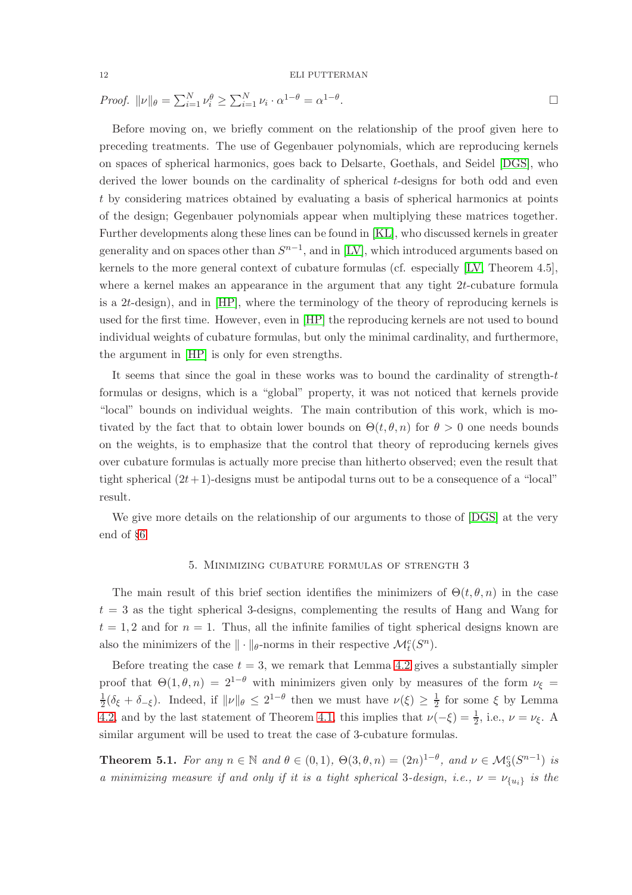*Proof.* $\|\nu\|_\theta = \sum_{i=1}^N \nu_i^\theta \geq \sum_{i=1}^N \nu_i \cdot \alpha^{1-\theta} = \alpha^{1-\theta}$. □

Before moving on, we briefly comment on the relationship of the proof given here to preceding treatments. The use of Gegenbauer polynomials, which are reproducing kernels on spaces of spherical harmonics, goes back to Delsarte, Goethals, and Seidel [DGS], who derived the lower bounds on the cardinality of spherical $t$-designs for both odd and even $t$ by considering matrices obtained by evaluating a basis of spherical harmonics at points of the design; Gegenbauer polynomials appear when multiplying these matrices together. Further developments along these lines can be found in [KL], who discussed kernels in greater generality and on spaces other than $S^{n-1}$, and in [LV], which introduced arguments based on kernels to the more general context of cubature formulas (cf. especially [LV, Theorem 4.5], where a kernel makes an appearance in the argument that any tight $2t$-cubature formula is a $2t$-design), and in [HP], where the terminology of the theory of reproducing kernels is used for the first time. However, even in [HP] the reproducing kernels are not used to bound individual weights of cubature formulas, but only the minimal cardinality, and furthermore, the argument in [HP] is only for even strengths.

It seems that since the goal in these works was to bound the cardinality of strength-$t$ formulas or designs, which is a "global" property, it was not noticed that kernels provide "local" bounds on individual weights. The main contribution of this work, which is motivated by the fact that to obtain lower bounds on $\Theta(t, \theta, n)$ for $\theta > 0$ one needs bounds on the weights, is to emphasize that the control that theory of reproducing kernels gives over cubature formulas is actually more precise than hitherto observed; even the result that tight spherical $(2t+1)$-designs must be antipodal turns out to be a consequence of a "local" result.

We give more details on the relationship of our arguments to those of [DGS] at the very end of §6.

## 5. Minimizing cubature formulas of strength 3

The main result of this brief section identifies the minimizers of $\Theta(t, \theta, n)$ in the case $t = 3$ as the tight spherical 3-designs, complementing the results of Hang and Wang for $t = 1, 2$ and for $n = 1$. Thus, all the infinite families of tight spherical designs known are also the minimizers of the $\|\cdot\|_\theta$-norms in their respective $\mathcal{M}_t^c(S^n)$.

Before treating the case $t = 3$, we remark that Lemma 4.2 gives a substantially simpler proof that $\Theta(1, \theta, n) = 2^{1-\theta}$ with minimizers given only by measures of the form $\nu_\xi = \frac{1}{2}(\delta_\xi + \delta_{-\xi})$. Indeed, if $\|\nu\|_\theta \leq 2^{1-\theta}$ then we must have $\nu(\xi) \geq \frac{1}{2}$ for some $\xi$ by Lemma 4.2, and by the last statement of Theorem 4.1, this implies that $\nu(-\xi) = \frac{1}{2}$, i.e., $\nu = \nu_\xi$. A similar argument will be used to treat the case of 3-cubature formulas.

**Theorem 5.1.** *For any $n \in \mathbb{N}$ and $\theta \in (0, 1)$, $\Theta(3, \theta, n) = (2n)^{1-\theta}$, and $\nu \in \mathcal{M}_3^c(S^{n-1})$ is a minimizing measure if and only if it is a tight spherical 3-design, i.e., $\nu = \nu_{\{u_i\}}$ is the*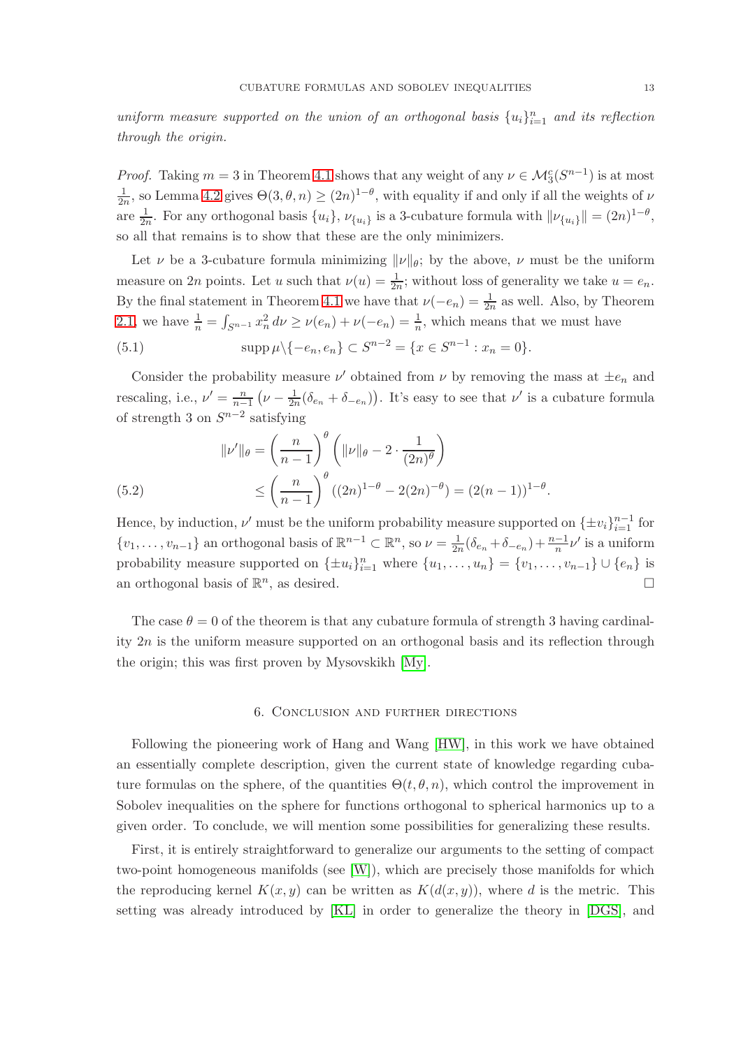*uniform measure supported on the union of an orthogonal basis $\{u_i\}_{i=1}^n$ and its reflection through the origin.*

*Proof.* Taking $m = 3$ in Theorem 4.1 shows that any weight of any $\nu \in \mathcal{M}_3^c(S^{n-1})$ is at most $\frac{1}{2n}$, so Lemma 4.2 gives $\Theta(3, \theta, n) \geq (2n)^{1-\theta}$, with equality if and only if all the weights of $\nu$ are $\frac{1}{2n}$. For any orthogonal basis $\{u_i\}$, $\nu_{\{u_i\}}$ is a 3-cubature formula with $\|\nu_{\{u_i\}}\| = (2n)^{1-\theta}$, so all that remains is to show that these are the only minimizers.

Let $\nu$ be a 3-cubature formula minimizing $\|\nu\|_\theta$; by the above, $\nu$ must be the uniform measure on $2n$ points. Let $u$ such that $\nu(u) = \frac{1}{2n}$; without loss of generality we take $u = e_n$. By the final statement in Theorem 4.1 we have that $\nu(-e_n) = \frac{1}{2n}$ as well. Also, by Theorem 2.1, we have $\frac{1}{n} = \int_{S^{n-1}} x_n^2 \, d\nu \geq \nu(e_n) + \nu(-e_n) = \frac{1}{n}$, which means that we must have

$$\operatorname{supp} \mu \backslash \{-e_n, e_n\} \subset S^{n-2} = \{x \in S^{n-1} : x_n = 0\}. \tag{5.1}$$

Consider the probability measure $\nu'$ obtained from $\nu$ by removing the mass at $\pm e_n$ and rescaling, i.e., $\nu' = \frac{n}{n-1}\left(\nu - \frac{1}{2n}(\delta_{e_n} + \delta_{-e_n})\right)$. It's easy to see that $\nu'$ is a cubature formula of strength 3 on $S^{n-2}$ satisfying

$$\begin{aligned}
\|\nu'\|_\theta &= \left(\frac{n}{n-1}\right)^\theta \left(\|\nu\|_\theta - 2 \cdot \frac{1}{(2n)^\theta}\right) \\
&\leq \left(\frac{n}{n-1}\right)^\theta ((2n)^{1-\theta} - 2(2n)^{-\theta}) = (2(n-1))^{1-\theta}.
\end{aligned} \tag{5.2}$$

Hence, by induction, $\nu'$ must be the uniform probability measure supported on $\{\pm v_i\}_{i=1}^{n-1}$ for $\{v_1, \ldots, v_{n-1}\}$ an orthogonal basis of $\mathbb{R}^{n-1} \subset \mathbb{R}^n$, so $\nu = \frac{1}{2n}(\delta_{e_n} + \delta_{-e_n}) + \frac{n-1}{n}\nu'$ is a uniform probability measure supported on $\{\pm u_i\}_{i=1}^n$ where $\{u_1, \ldots, u_n\} = \{v_1, \ldots, v_{n-1}\} \cup \{e_n\}$ is an orthogonal basis of $\mathbb{R}^n$, as desired. □

The case $\theta = 0$ of the theorem is that any cubature formula of strength 3 having cardinality $2n$ is the uniform measure supported on an orthogonal basis and its reflection through the origin; this was first proven by Mysovskikh [My].

## 6. Conclusion and further directions

Following the pioneering work of Hang and Wang [HW], in this work we have obtained an essentially complete description, given the current state of knowledge regarding cubature formulas on the sphere, of the quantities $\Theta(t, \theta, n)$, which control the improvement in Sobolev inequalities on the sphere for functions orthogonal to spherical harmonics up to a given order. To conclude, we will mention some possibilities for generalizing these results.

First, it is entirely straightforward to generalize our arguments to the setting of compact two-point homogeneous manifolds (see [W]), which are precisely those manifolds for which the reproducing kernel $K(x, y)$ can be written as $K(d(x, y))$, where $d$ is the metric. This setting was already introduced by [KL] in order to generalize the theory in [DGS], and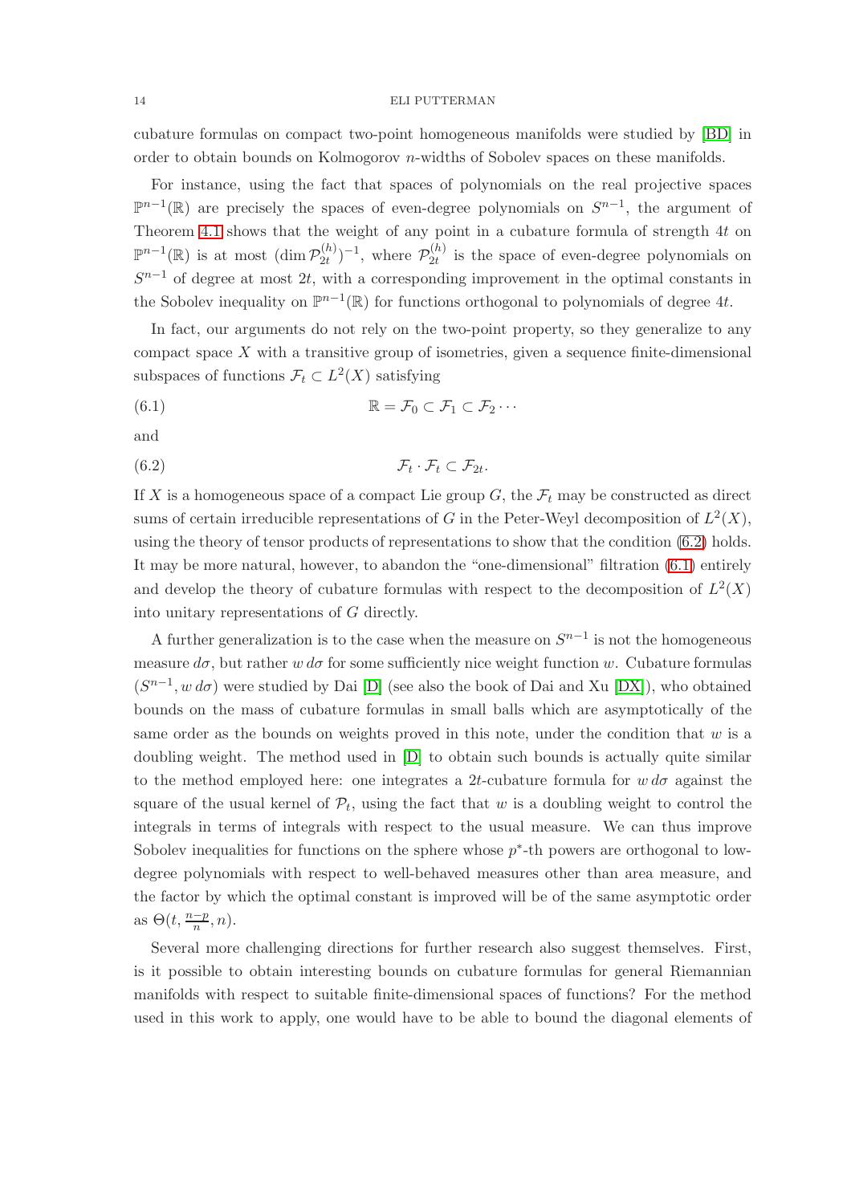cubature formulas on compact two-point homogeneous manifolds were studied by [BD] in order to obtain bounds on Kolmogorov $n$-widths of Sobolev spaces on these manifolds.

For instance, using the fact that spaces of polynomials on the real projective spaces $\mathbb{P}^{n-1}(\mathbb{R})$ are precisely the spaces of even-degree polynomials on $S^{n-1}$, the argument of Theorem 4.1 shows that the weight of any point in a cubature formula of strength $4t$ on $\mathbb{P}^{n-1}(\mathbb{R})$ is at most $(\dim \mathcal{P}_{2t}^{(h)})^{-1}$, where $\mathcal{P}_{2t}^{(h)}$ is the space of even-degree polynomials on $S^{n-1}$ of degree at most $2t$, with a corresponding improvement in the optimal constants in the Sobolev inequality on $\mathbb{P}^{n-1}(\mathbb{R})$ for functions orthogonal to polynomials of degree $4t$.

In fact, our arguments do not rely on the two-point property, so they generalize to any compact space $X$ with a transitive group of isometries, given a sequence finite-dimensional subspaces of functions $\mathcal{F}_t \subset L^2(X)$ satisfying

$$\mathbb{R} = \mathcal{F}_0 \subset \mathcal{F}_1 \subset \mathcal{F}_2 \cdots \tag{6.1}$$

and

$$\mathcal{F}_t \cdot \mathcal{F}_t \subset \mathcal{F}_{2t}. \tag{6.2}$$

If $X$ is a homogeneous space of a compact Lie group $G$, the $\mathcal{F}_t$ may be constructed as direct sums of certain irreducible representations of $G$ in the Peter-Weyl decomposition of $L^2(X)$, using the theory of tensor products of representations to show that the condition (6.2) holds. It may be more natural, however, to abandon the "one-dimensional" filtration (6.1) entirely and develop the theory of cubature formulas with respect to the decomposition of $L^2(X)$ into unitary representations of $G$ directly.

A further generalization is to the case when the measure on $S^{n-1}$ is not the homogeneous measure $d\sigma$, but rather $w\, d\sigma$ for some sufficiently nice weight function $w$. Cubature formulas $(S^{n-1}, w\, d\sigma)$ were studied by Dai [D] (see also the book of Dai and Xu [DX]), who obtained bounds on the mass of cubature formulas in small balls which are asymptotically of the same order as the bounds on weights proved in this note, under the condition that $w$ is a doubling weight. The method used in [D] to obtain such bounds is actually quite similar to the method employed here: one integrates a $2t$-cubature formula for $w\, d\sigma$ against the square of the usual kernel of $\mathcal{P}_t$, using the fact that $w$ is a doubling weight to control the integrals in terms of integrals with respect to the usual measure. We can thus improve Sobolev inequalities for functions on the sphere whose $p^*$-th powers are orthogonal to low-degree polynomials with respect to well-behaved measures other than area measure, and the factor by which the optimal constant is improved will be of the same asymptotic order as $\Theta(t, \frac{n-p}{n}, n)$.

Several more challenging directions for further research also suggest themselves. First, is it possible to obtain interesting bounds on cubature formulas for general Riemannian manifolds with respect to suitable finite-dimensional spaces of functions? For the method used in this work to apply, one would have to be able to bound the diagonal elements of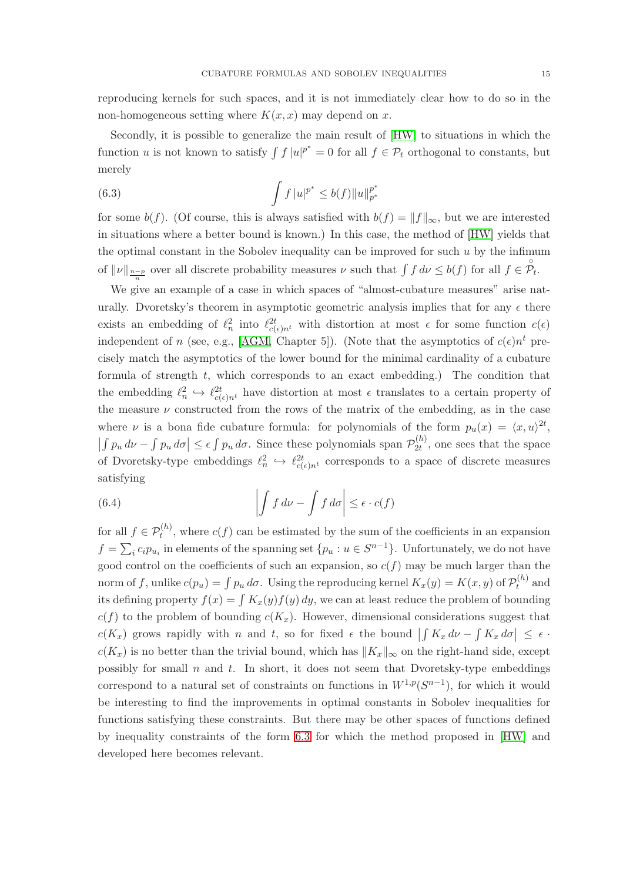reproducing kernels for such spaces, and it is not immediately clear how to do so in the non-homogeneous setting where $K(x,x)$ may depend on $x$.

Secondly, it is possible to generalize the main result of [HW] to situations in which the function $u$ is not known to satisfy $\int f\,|u|^{p^*} = 0$ for all $f \in \mathcal{P}_t$ orthogonal to constants, but merely

$$\int f\,|u|^{p^*} \leq b(f)\|u\|_{p^*}^{p^*} \tag{6.3}$$

for some $b(f)$. (Of course, this is always satisfied with $b(f) = \|f\|_\infty$, but we are interested in situations where a better bound is known.) In this case, the method of [HW] yields that the optimal constant in the Sobolev inequality can be improved for such $u$ by the infimum of $\|\nu\|_{\frac{n-p}{n}}$ over all discrete probability measures $\nu$ such that $\int f\,d\nu \leq b(f)$ for all $f \in \mathring{\mathcal{P}}_t$.

We give an example of a case in which spaces of "almost-cubature measures" arise naturally. Dvoretsky's theorem in asymptotic geometric analysis implies that for any $\epsilon$ there exists an embedding of $\ell_n^2$ into $\ell_{c(\epsilon)n^t}^{2t}$ with distortion at most $\epsilon$ for some function $c(\epsilon)$ independent of $n$ (see, e.g., [AGM, Chapter 5]). (Note that the asymptotics of $c(\epsilon)n^t$ precisely match the asymptotics of the lower bound for the minimal cardinality of a cubature formula of strength $t$, which corresponds to an exact embedding.) The condition that the embedding $\ell_n^2 \hookrightarrow \ell_{c(\epsilon)n^t}^{2t}$ have distortion at most $\epsilon$ translates to a certain property of the measure $\nu$ constructed from the rows of the matrix of the embedding, as in the case where $\nu$ is a bona fide cubature formula: for polynomials of the form $p_u(x) = \langle x, u\rangle^{2t}$, $\left|\int p_u\,d\nu - \int p_u\,d\sigma\right| \leq \epsilon \int p_u\,d\sigma$. Since these polynomials span $\mathcal{P}_{2t}^{(h)}$, one sees that the space of Dvoretsky-type embeddings $\ell_n^2 \hookrightarrow \ell_{c(\epsilon)n^t}^{2t}$ corresponds to a space of discrete measures satisfying

$$\left|\int f\,d\nu - \int f\,d\sigma\right| \leq \epsilon \cdot c(f) \tag{6.4}$$

for all $f \in \mathcal{P}_t^{(h)}$, where $c(f)$ can be estimated by the sum of the coefficients in an expansion $f = \sum_i c_i p_{u_i}$ in elements of the spanning set $\{p_u : u \in S^{n-1}\}$. Unfortunately, we do not have good control on the coefficients of such an expansion, so $c(f)$ may be much larger than the norm of $f$, unlike $c(p_u) = \int p_u\,d\sigma$. Using the reproducing kernel $K_x(y) = K(x,y)$ of $\mathcal{P}_t^{(h)}$ and its defining property $f(x) = \int K_x(y)f(y)\,dy$, we can at least reduce the problem of bounding $c(f)$ to the problem of bounding $c(K_x)$. However, dimensional considerations suggest that $c(K_x)$ grows rapidly with $n$ and $t$, so for fixed $\epsilon$ the bound $\left|\int K_x\,d\nu - \int K_x\,d\sigma\right| \leq \epsilon \cdot c(K_x)$ is no better than the trivial bound, which has $\|K_x\|_\infty$ on the right-hand side, except possibly for small $n$ and $t$. In short, it does not seem that Dvoretsky-type embeddings correspond to a natural set of constraints on functions in $W^{1,p}(S^{n-1})$, for which it would be interesting to find the improvements in optimal constants in Sobolev inequalities for functions satisfying these constraints. But there may be other spaces of functions defined by inequality constraints of the form 6.3 for which the method proposed in [HW] and developed here becomes relevant.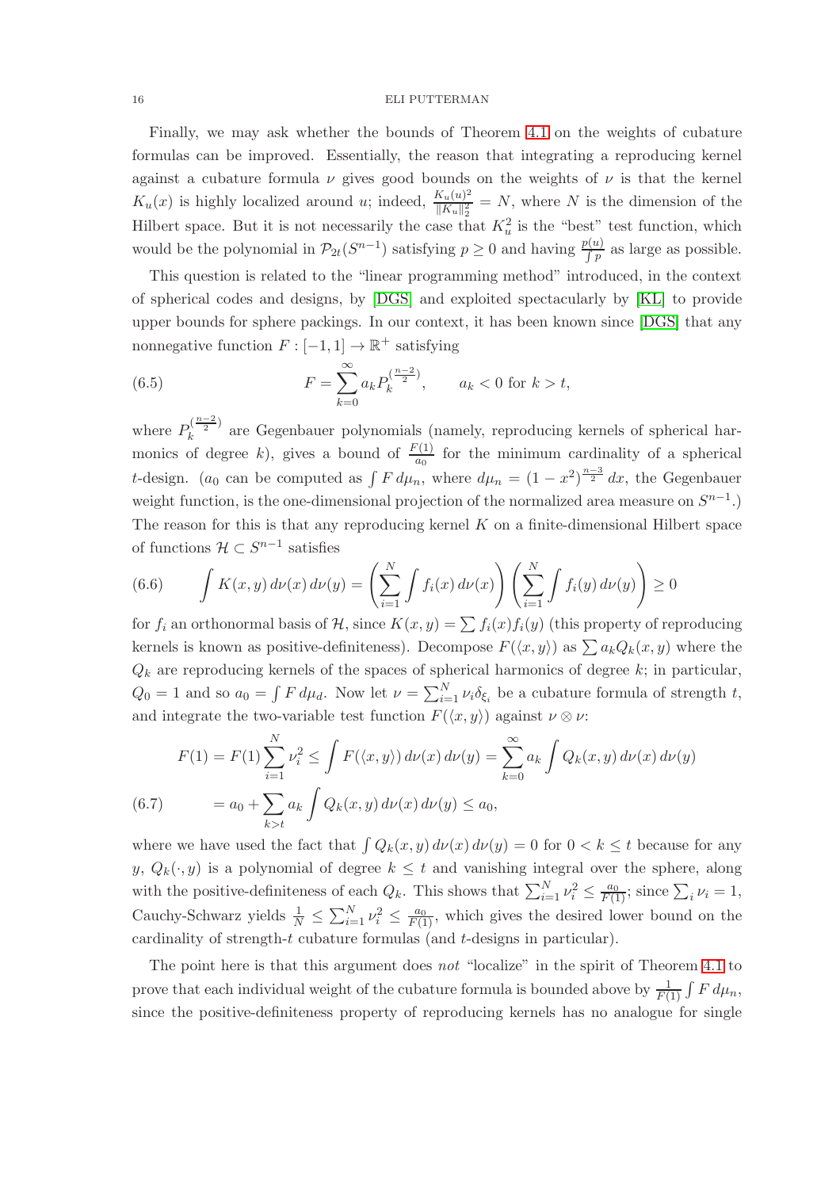Finally, we may ask whether the bounds of Theorem 4.1 on the weights of cubature formulas can be improved. Essentially, the reason that integrating a reproducing kernel against a cubature formula $\nu$ gives good bounds on the weights of $\nu$ is that the kernel $K_u(x)$ is highly localized around $u$; indeed, $\frac{K_u(u)^2}{\|K_u\|_2^2} = N$, where $N$ is the dimension of the Hilbert space. But it is not necessarily the case that $K_u^2$ is the "best" test function, which would be the polynomial in $\mathcal{P}_{2t}(S^{n-1})$ satisfying $p \geq 0$ and having $\frac{p(u)}{\int p}$ as large as possible.

This question is related to the "linear programming method" introduced, in the context of spherical codes and designs, by [DGS] and exploited spectacularly by [KL] to provide upper bounds for sphere packings. In our context, it has been known since [DGS] that any nonnegative function $F : [-1, 1] \to \mathbb{R}^+$ satisfying

$$F = \sum_{k=0}^{\infty} a_k P_k^{(\frac{n-2}{2})}, \qquad a_k < 0 \text{ for } k > t, \tag{6.5}$$

where $P_k^{(\frac{n-2}{2})}$ are Gegenbauer polynomials (namely, reproducing kernels of spherical harmonics of degree $k$), gives a bound of $\frac{F(1)}{a_0}$ for the minimum cardinality of a spherical $t$-design. ($a_0$ can be computed as $\int F \, d\mu_n$, where $d\mu_n = (1 - x^2)^{\frac{n-3}{2}} \, dx$, the Gegenbauer weight function, is the one-dimensional projection of the normalized area measure on $S^{n-1}$.) The reason for this is that any reproducing kernel $K$ on a finite-dimensional Hilbert space of functions $\mathcal{H} \subset S^{n-1}$ satisfies

$$\int K(x, y) \, d\nu(x) \, d\nu(y) = \left( \sum_{i=1}^{N} \int f_i(x) \, d\nu(x) \right) \left( \sum_{i=1}^{N} \int f_i(y) \, d\nu(y) \right) \geq 0 \tag{6.6}$$

for $f_i$ an orthonormal basis of $\mathcal{H}$, since $K(x, y) = \sum f_i(x) f_i(y)$ (this property of reproducing kernels is known as positive-definiteness). Decompose $F(\langle x, y \rangle)$ as $\sum a_k Q_k(x, y)$ where the $Q_k$ are reproducing kernels of the spaces of spherical harmonics of degree $k$; in particular, $Q_0 = 1$ and so $a_0 = \int F \, d\mu_d$. Now let $\nu = \sum_{i=1}^{N} \nu_i \delta_{\xi_i}$ be a cubature formula of strength $t$, and integrate the two-variable test function $F(\langle x, y \rangle)$ against $\nu \otimes \nu$:

$$\begin{aligned} F(1) = F(1) \sum_{i=1}^{N} \nu_i^2 &\leq \int F(\langle x, y \rangle) \, d\nu(x) \, d\nu(y) = \sum_{k=0}^{\infty} a_k \int Q_k(x, y) \, d\nu(x) \, d\nu(y) \\ &= a_0 + \sum_{k > t} a_k \int Q_k(x, y) \, d\nu(x) \, d\nu(y) \leq a_0, \end{aligned} \tag{6.7}$$

where we have used the fact that $\int Q_k(x, y) \, d\nu(x) \, d\nu(y) = 0$ for $0 < k \leq t$ because for any $y$, $Q_k(\cdot, y)$ is a polynomial of degree $k \leq t$ and vanishing integral over the sphere, along with the positive-definiteness of each $Q_k$. This shows that $\sum_{i=1}^{N} \nu_i^2 \leq \frac{a_0}{F(1)}$; since $\sum_i \nu_i = 1$, Cauchy-Schwarz yields $\frac{1}{N} \leq \sum_{i=1}^{N} \nu_i^2 \leq \frac{a_0}{F(1)}$, which gives the desired lower bound on the cardinality of strength-$t$ cubature formulas (and $t$-designs in particular).

The point here is that this argument does *not* "localize" in the spirit of Theorem 4.1 to prove that each individual weight of the cubature formula is bounded above by $\frac{1}{F(1)} \int F \, d\mu_n$, since the positive-definiteness property of reproducing kernels has no analogue for single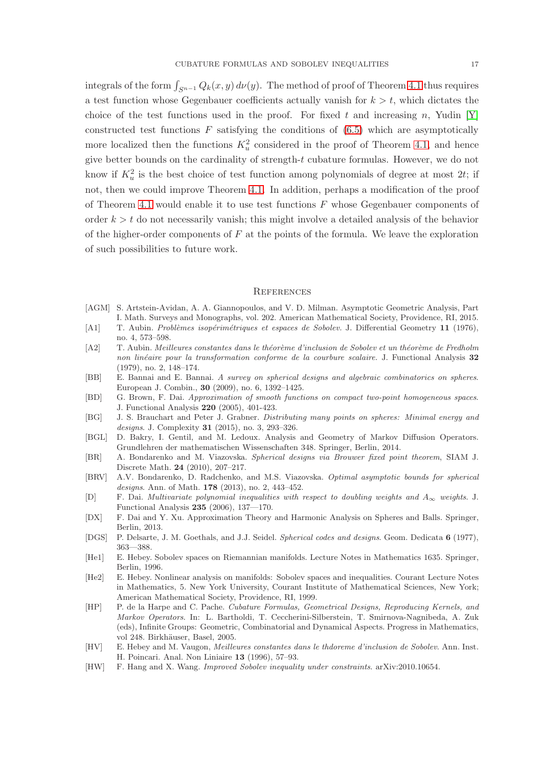integrals of the form $\int_{S^{n-1}} Q_k(x, y)\, d\nu(y)$. The method of proof of Theorem 4.1 thus requires a test function whose Gegenbauer coefficients actually vanish for $k > t$, which dictates the choice of the test functions used in the proof. For fixed $t$ and increasing $n$, Yudin [Y] constructed test functions $F$ satisfying the conditions of (6.5) which are asymptotically more localized then the functions $K_u^2$ considered in the proof of Theorem 4.1, and hence give better bounds on the cardinality of strength-$t$ cubature formulas. However, we do not know if $K_u^2$ is the best choice of test function among polynomials of degree at most $2t$; if not, then we could improve Theorem 4.1. In addition, perhaps a modification of the proof of Theorem 4.1 would enable it to use test functions $F$ whose Gegenbauer components of order $k > t$ do not necessarily vanish; this might involve a detailed analysis of the behavior of the higher-order components of $F$ at the points of the formula. We leave the exploration of such possibilities to future work.

## References

[AGM] S. Artstein-Avidan, A. A. Giannopoulos, and V. D. Milman. Asymptotic Geometric Analysis, Part I. Math. Surveys and Monographs, vol. 202. American Mathematical Society, Providence, RI, 2015.

[A1] T. Aubin. *Problèmes isopérimétriques et espaces de Sobolev.* J. Differential Geometry **11** (1976), no. 4, 573–598.

[A2] T. Aubin. *Meilleures constantes dans le théorème d'inclusion de Sobolev et un théorème de Fredholm non linéaire pour la transformation conforme de la courbure scalaire.* J. Functional Analysis **32** (1979), no. 2, 148–174.

[BB] E. Bannai and E. Bannai. *A survey on spherical designs and algebraic combinatorics on spheres.* European J. Combin., **30** (2009), no. 6, 1392–1425.

[BD] G. Brown, F. Dai. *Approximation of smooth functions on compact two-point homogeneous spaces.* J. Functional Analysis **220** (2005), 401-423.

[BG] J. S. Brauchart and Peter J. Grabner. *Distributing many points on spheres: Minimal energy and designs.* J. Complexity **31** (2015), no. 3, 293–326.

[BGL] D. Bakry, I. Gentil, and M. Ledoux. Analysis and Geometry of Markov Diffusion Operators. Grundlehren der mathematischen Wissenschaften 348. Springer, Berlin, 2014.

[BR] A. Bondarenko and M. Viazovska. *Spherical designs via Brouwer fixed point theorem*, SIAM J. Discrete Math. **24** (2010), 207–217.

[BRV] A.V. Bondarenko, D. Radchenko, and M.S. Viazovska. *Optimal asymptotic bounds for spherical designs.* Ann. of Math. **178** (2013), no. 2, 443–452.

[D] F. Dai. *Multivariate polynomial inequalities with respect to doubling weights and $A_\infty$ weights.* J. Functional Analysis **235** (2006), 137—170.

[DX] F. Dai and Y. Xu. Approximation Theory and Harmonic Analysis on Spheres and Balls. Springer, Berlin, 2013.

[DGS] P. Delsarte, J. M. Goethals, and J.J. Seidel. *Spherical codes and designs.* Geom. Dedicata **6** (1977), 363—388.

[He1] E. Hebey. Sobolev spaces on Riemannian manifolds. Lecture Notes in Mathematics 1635. Springer, Berlin, 1996.

[He2] E. Hebey. Nonlinear analysis on manifolds: Sobolev spaces and inequalities. Courant Lecture Notes in Mathematics, 5. New York University, Courant Institute of Mathematical Sciences, New York; American Mathematical Society, Providence, RI, 1999.

[HP] P. de la Harpe and C. Pache. *Cubature Formulas, Geometrical Designs, Reproducing Kernels, and Markov Operators.* In: L. Bartholdi, T. Ceccherini-Silberstein, T. Smirnova-Nagnibeda, A. Zuk (eds), Infinite Groups: Geometric, Combinatorial and Dynamical Aspects. Progress in Mathematics, vol 248. Birkhäuser, Basel, 2005.

[HV] E. Hebey and M. Vaugon, *Meilleures constantes dans le thdoreme d'inclusion de Sobolev.* Ann. Inst. H. Poincari. Anal. Non Liniaire **13** (1996), 57–93.

[HW] F. Hang and X. Wang. *Improved Sobolev inequality under constraints.* arXiv:2010.10654.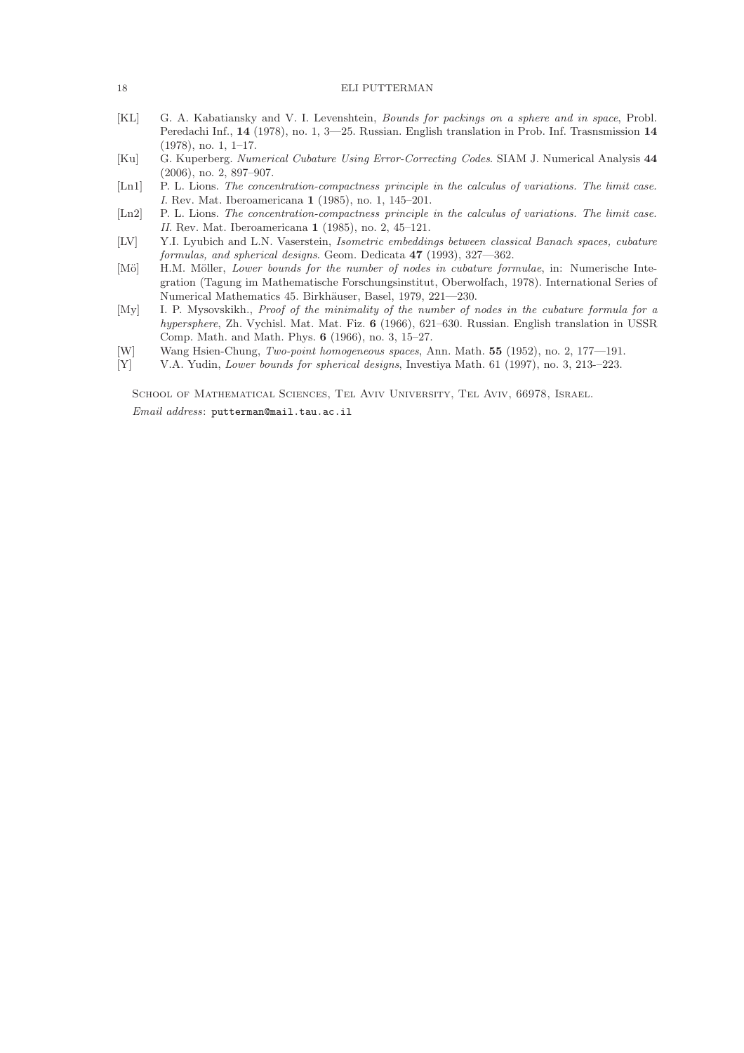- [KL] G. A. Kabatiansky and V. I. Levenshtein, *Bounds for packings on a sphere and in space*, Probl. Peredachi Inf., **14** (1978), no. 1, 3—25. Russian. English translation in Prob. Inf. Trasnsmission **14** (1978), no. 1, 1–17.
- [Ku] G. Kuperberg. *Numerical Cubature Using Error-Correcting Codes*. SIAM J. Numerical Analysis **44** (2006), no. 2, 897–907.
- [Ln1] P. L. Lions. *The concentration-compactness principle in the calculus of variations. The limit case. I*. Rev. Mat. Iberoamericana **1** (1985), no. 1, 145–201.
- [Ln2] P. L. Lions. *The concentration-compactness principle in the calculus of variations. The limit case. II*. Rev. Mat. Iberoamericana **1** (1985), no. 2, 45–121.
- [LV] Y.I. Lyubich and L.N. Vaserstein, *Isometric embeddings between classical Banach spaces, cubature formulas, and spherical designs*. Geom. Dedicata **47** (1993), 327—362.
- [Mö] H.M. Möller, *Lower bounds for the number of nodes in cubature formulae*, in: Numerische Integration (Tagung im Mathematische Forschungsinstitut, Oberwolfach, 1978). International Series of Numerical Mathematics 45. Birkhäuser, Basel, 1979, 221—230.
- [My] I. P. Mysovskikh., *Proof of the minimality of the number of nodes in the cubature formula for a hypersphere*, Zh. Vychisl. Mat. Mat. Fiz. **6** (1966), 621–630. Russian. English translation in USSR Comp. Math. and Math. Phys. **6** (1966), no. 3, 15–27.
- [W] Wang Hsien-Chung, *Two-point homogeneous spaces*, Ann. Math. **55** (1952), no. 2, 177—191.
- [Y] V.A. Yudin, *Lower bounds for spherical designs*, Investiya Math. 61 (1997), no. 3, 213-–223.

School of Mathematical Sciences, Tel Aviv University, Tel Aviv, 66978, Israel.

*Email address*: putterman@mail.tau.ac.il